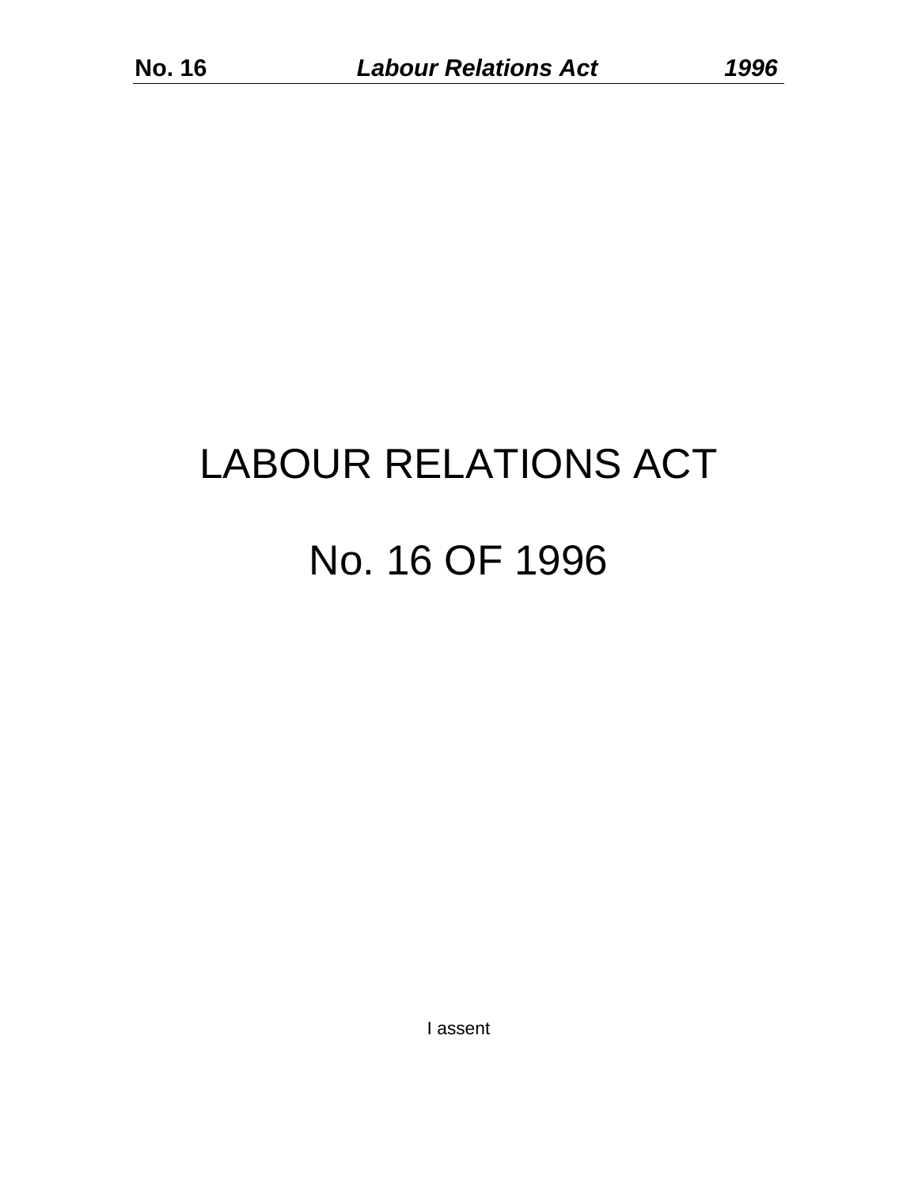# LABOUR RELATIONS ACT

# No. 16 OF 1996

I assent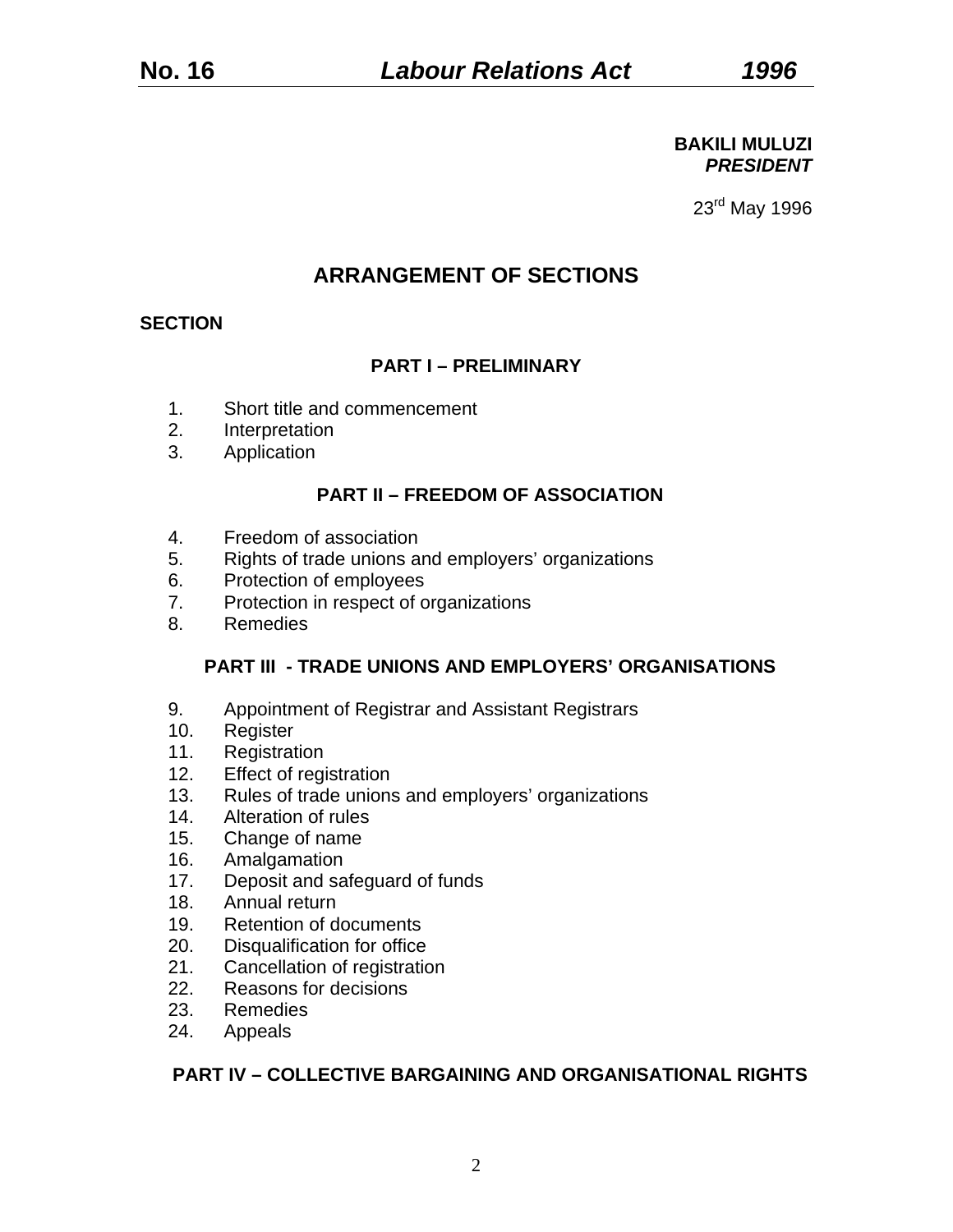**BAKILI MULUZI**
***PRESIDENT***

23rd May 1996

## ARRANGEMENT OF SECTIONS

**SECTION**

### PART I – PRELIMINARY

1. Short title and commencement
2. Interpretation
3. Application

### PART II – FREEDOM OF ASSOCIATION

4. Freedom of association
5. Rights of trade unions and employers' organizations
6. Protection of employees
7. Protection in respect of organizations
8. Remedies

### PART III - TRADE UNIONS AND EMPLOYERS' ORGANISATIONS

9. Appointment of Registrar and Assistant Registrars
10. Register
11. Registration
12. Effect of registration
13. Rules of trade unions and employers' organizations
14. Alteration of rules
15. Change of name
16. Amalgamation
17. Deposit and safeguard of funds
18. Annual return
19. Retention of documents
20. Disqualification for office
21. Cancellation of registration
22. Reasons for decisions
23. Remedies
24. Appeals

### PART IV – COLLECTIVE BARGAINING AND ORGANISATIONAL RIGHTS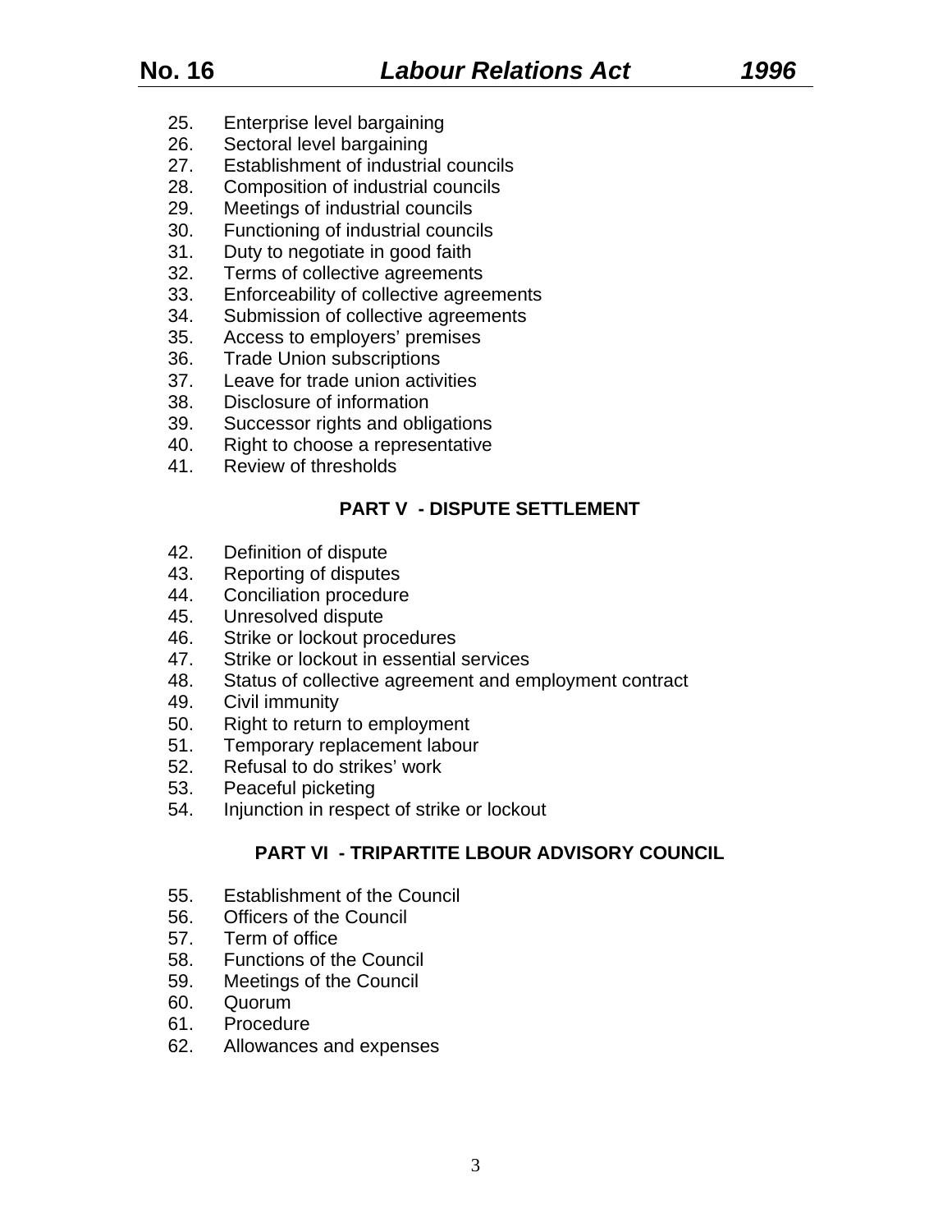25. Enterprise level bargaining
26. Sectoral level bargaining
27. Establishment of industrial councils
28. Composition of industrial councils
29. Meetings of industrial councils
30. Functioning of industrial councils
31. Duty to negotiate in good faith
32. Terms of collective agreements
33. Enforceability of collective agreements
34. Submission of collective agreements
35. Access to employers' premises
36. Trade Union subscriptions
37. Leave for trade union activities
38. Disclosure of information
39. Successor rights and obligations
40. Right to choose a representative
41. Review of thresholds

## PART V - DISPUTE SETTLEMENT

42. Definition of dispute
43. Reporting of disputes
44. Conciliation procedure
45. Unresolved dispute
46. Strike or lockout procedures
47. Strike or lockout in essential services
48. Status of collective agreement and employment contract
49. Civil immunity
50. Right to return to employment
51. Temporary replacement labour
52. Refusal to do strikes' work
53. Peaceful picketing
54. Injunction in respect of strike or lockout

## PART VI - TRIPARTITE LBOUR ADVISORY COUNCIL

55. Establishment of the Council
56. Officers of the Council
57. Term of office
58. Functions of the Council
59. Meetings of the Council
60. Quorum
61. Procedure
62. Allowances and expenses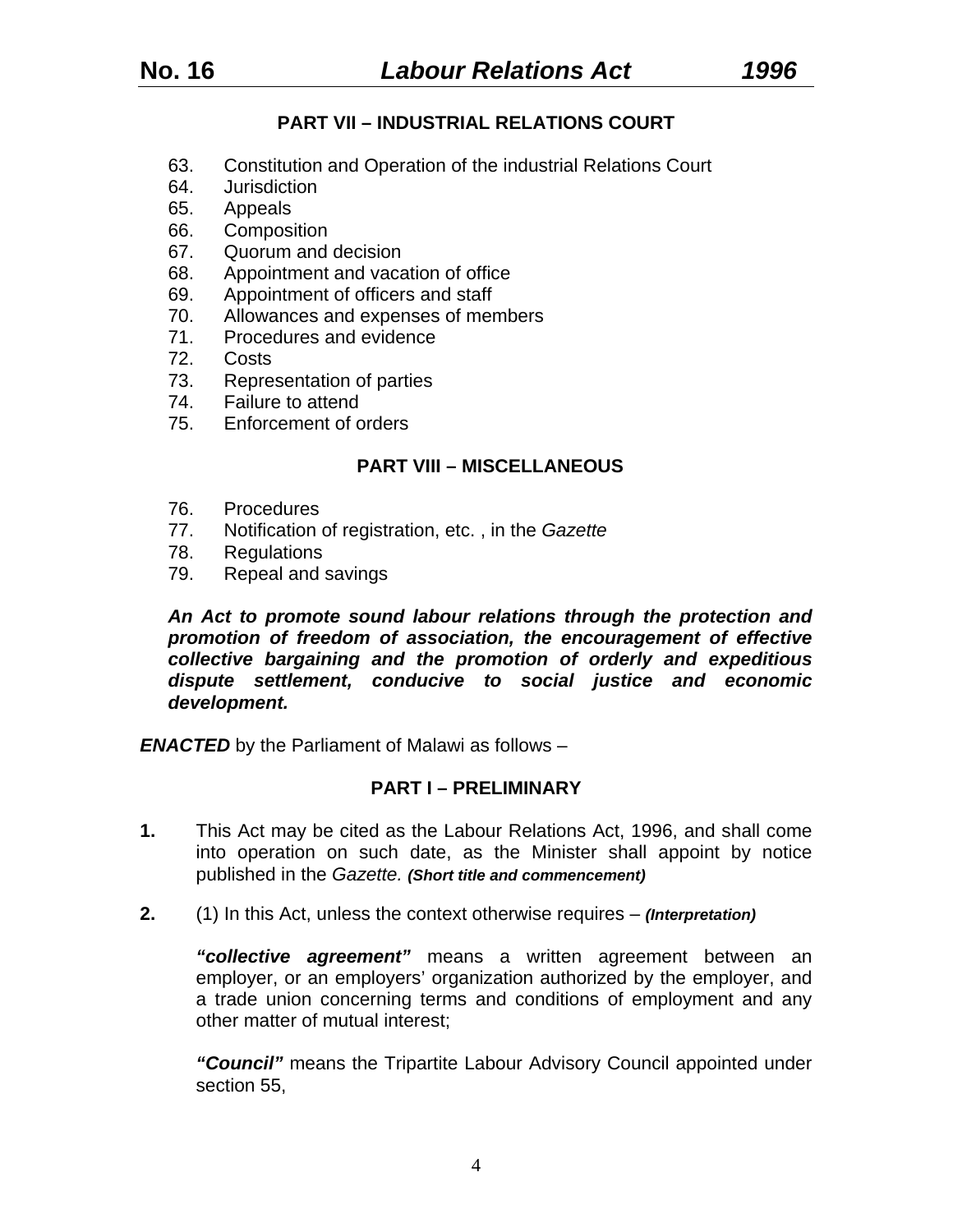## PART VII – INDUSTRIAL RELATIONS COURT

63. Constitution and Operation of the industrial Relations Court
64. Jurisdiction
65. Appeals
66. Composition
67. Quorum and decision
68. Appointment and vacation of office
69. Appointment of officers and staff
70. Allowances and expenses of members
71. Procedures and evidence
72. Costs
73. Representation of parties
74. Failure to attend
75. Enforcement of orders

## PART VIII – MISCELLANEOUS

76. Procedures
77. Notification of registration, etc. , in the *Gazette*
78. Regulations
79. Repeal and savings

***An Act to promote sound labour relations through the protection and promotion of freedom of association, the encouragement of effective collective bargaining and the promotion of orderly and expeditious dispute settlement, conducive to social justice and economic development.***

***ENACTED*** by the Parliament of Malawi as follows –

## PART I – PRELIMINARY

**1.** This Act may be cited as the Labour Relations Act, 1996, and shall come into operation on such date, as the Minister shall appoint by notice published in the *Gazette.* ***(Short title and commencement)***

**2.** (1) In this Act, unless the context otherwise requires – ***(Interpretation)***

***"collective agreement"*** means a written agreement between an employer, or an employers' organization authorized by the employer, and a trade union concerning terms and conditions of employment and any other matter of mutual interest;

***"Council"*** means the Tripartite Labour Advisory Council appointed under section 55,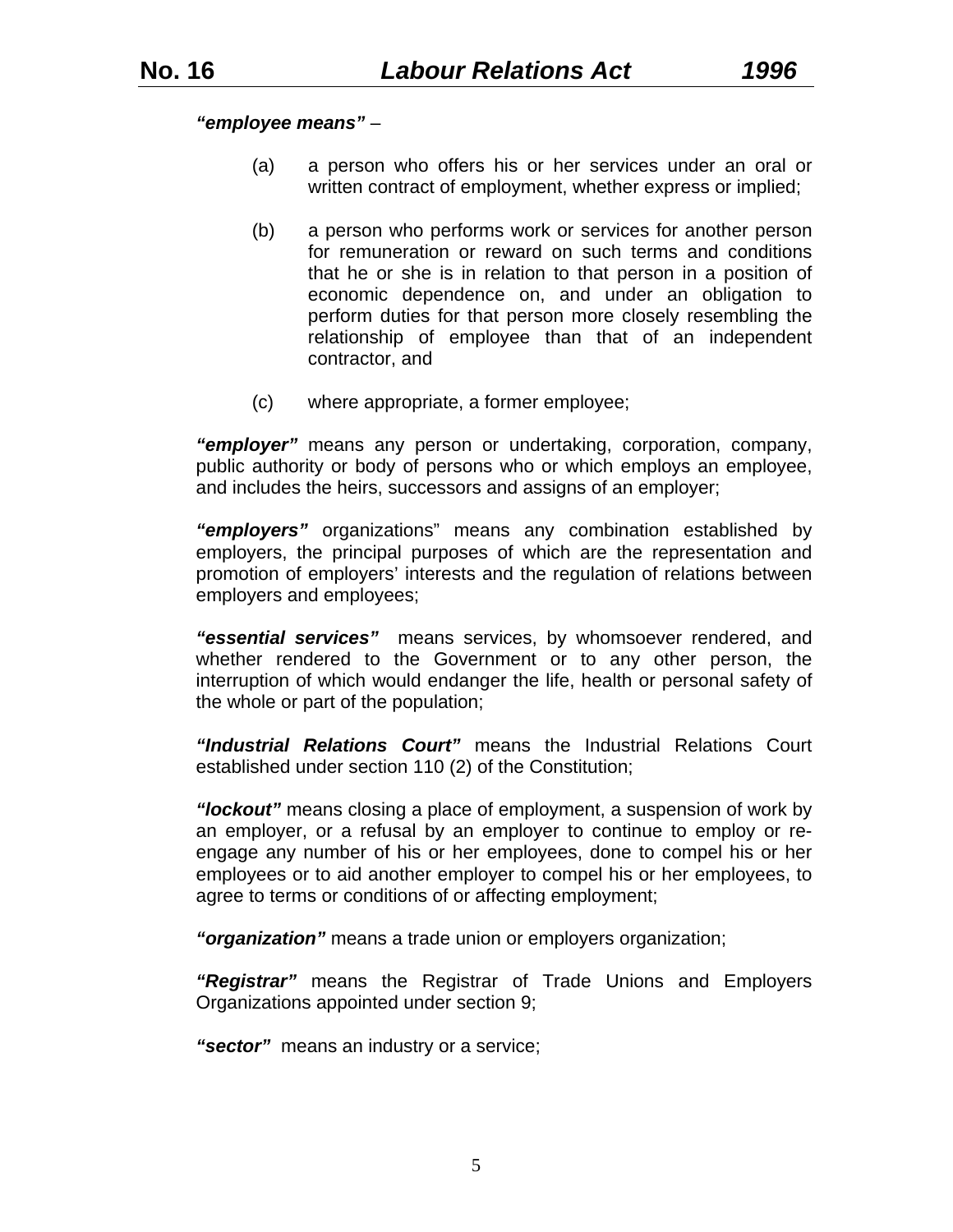***"employee means"*** –

(a) a person who offers his or her services under an oral or written contract of employment, whether express or implied;

(b) a person who performs work or services for another person for remuneration or reward on such terms and conditions that he or she is in relation to that person in a position of economic dependence on, and under an obligation to perform duties for that person more closely resembling the relationship of employee than that of an independent contractor, and

(c) where appropriate, a former employee;

***"employer"*** means any person or undertaking, corporation, company, public authority or body of persons who or which employs an employee, and includes the heirs, successors and assigns of an employer;

***"employers"*** organizations" means any combination established by employers, the principal purposes of which are the representation and promotion of employers' interests and the regulation of relations between employers and employees;

***"essential services"*** means services, by whomsoever rendered, and whether rendered to the Government or to any other person, the interruption of which would endanger the life, health or personal safety of the whole or part of the population;

***"Industrial Relations Court"*** means the Industrial Relations Court established under section 110 (2) of the Constitution;

***"lockout"*** means closing a place of employment, a suspension of work by an employer, or a refusal by an employer to continue to employ or re-engage any number of his or her employees, done to compel his or her employees or to aid another employer to compel his or her employees, to agree to terms or conditions of or affecting employment;

***"organization"*** means a trade union or employers organization;

***"Registrar"*** means the Registrar of Trade Unions and Employers Organizations appointed under section 9;

***"sector"*** means an industry or a service;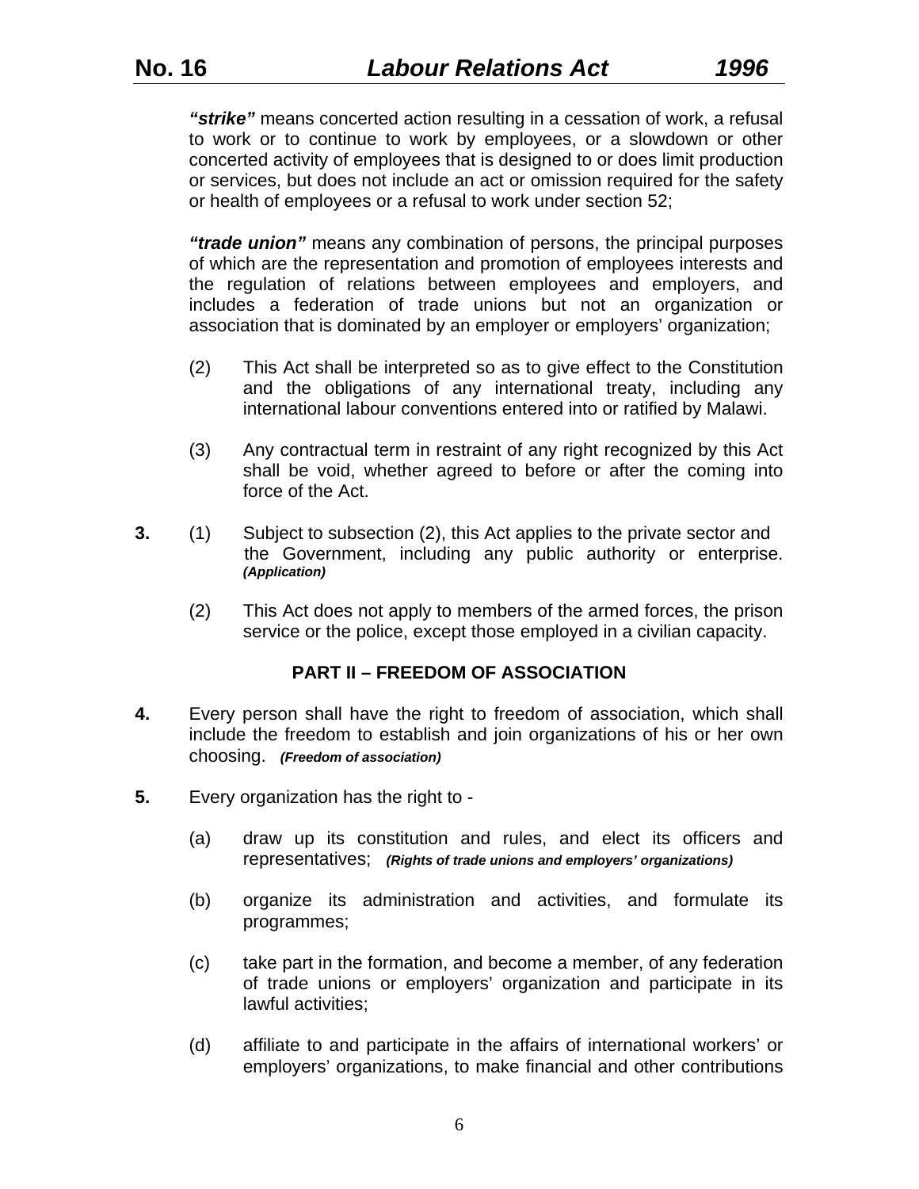***"strike"*** means concerted action resulting in a cessation of work, a refusal to work or to continue to work by employees, or a slowdown or other concerted activity of employees that is designed to or does limit production or services, but does not include an act or omission required for the safety or health of employees or a refusal to work under section 52;

***"trade union"*** means any combination of persons, the principal purposes of which are the representation and promotion of employees interests and the regulation of relations between employees and employers, and includes a federation of trade unions but not an organization or association that is dominated by an employer or employers' organization;

(2) This Act shall be interpreted so as to give effect to the Constitution and the obligations of any international treaty, including any international labour conventions entered into or ratified by Malawi.

(3) Any contractual term in restraint of any right recognized by this Act shall be void, whether agreed to before or after the coming into force of the Act.

**3.** (1) Subject to subsection (2), this Act applies to the private sector and the Government, including any public authority or enterprise. ***(Application)***

(2) This Act does not apply to members of the armed forces, the prison service or the police, except those employed in a civilian capacity.

## PART II – FREEDOM OF ASSOCIATION

**4.** Every person shall have the right to freedom of association, which shall include the freedom to establish and join organizations of his or her own choosing. ***(Freedom of association)***

**5.** Every organization has the right to -

(a) draw up its constitution and rules, and elect its officers and representatives; ***(Rights of trade unions and employers' organizations)***

(b) organize its administration and activities, and formulate its programmes;

(c) take part in the formation, and become a member, of any federation of trade unions or employers' organization and participate in its lawful activities;

(d) affiliate to and participate in the affairs of international workers' or employers' organizations, to make financial and other contributions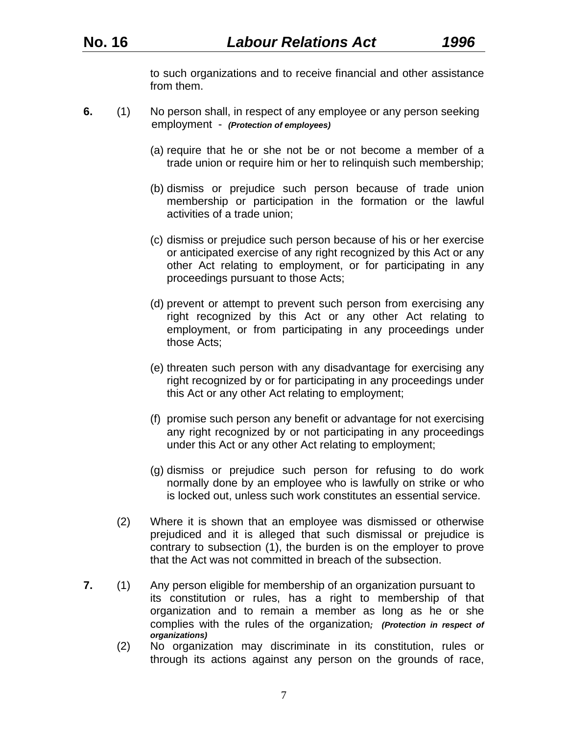to such organizations and to receive financial and other assistance from them.

**6.** (1) No person shall, in respect of any employee or any person seeking employment - ***(Protection of employees)***

(a) require that he or she not be or not become a member of a trade union or require him or her to relinquish such membership;

(b) dismiss or prejudice such person because of trade union membership or participation in the formation or the lawful activities of a trade union;

(c) dismiss or prejudice such person because of his or her exercise or anticipated exercise of any right recognized by this Act or any other Act relating to employment, or for participating in any proceedings pursuant to those Acts;

(d) prevent or attempt to prevent such person from exercising any right recognized by this Act or any other Act relating to employment, or from participating in any proceedings under those Acts;

(e) threaten such person with any disadvantage for exercising any right recognized by or for participating in any proceedings under this Act or any other Act relating to employment;

(f) promise such person any benefit or advantage for not exercising any right recognized by or not participating in any proceedings under this Act or any other Act relating to employment;

(g) dismiss or prejudice such person for refusing to do work normally done by an employee who is lawfully on strike or who is locked out, unless such work constitutes an essential service.

(2) Where it is shown that an employee was dismissed or otherwise prejudiced and it is alleged that such dismissal or prejudice is contrary to subsection (1), the burden is on the employer to prove that the Act was not committed in breach of the subsection.

**7.** (1) Any person eligible for membership of an organization pursuant to its constitution or rules, has a right to membership of that organization and to remain a member as long as he or she complies with the rules of the organization; ***(Protection in respect of organizations)***

(2) No organization may discriminate in its constitution, rules or through its actions against any person on the grounds of race,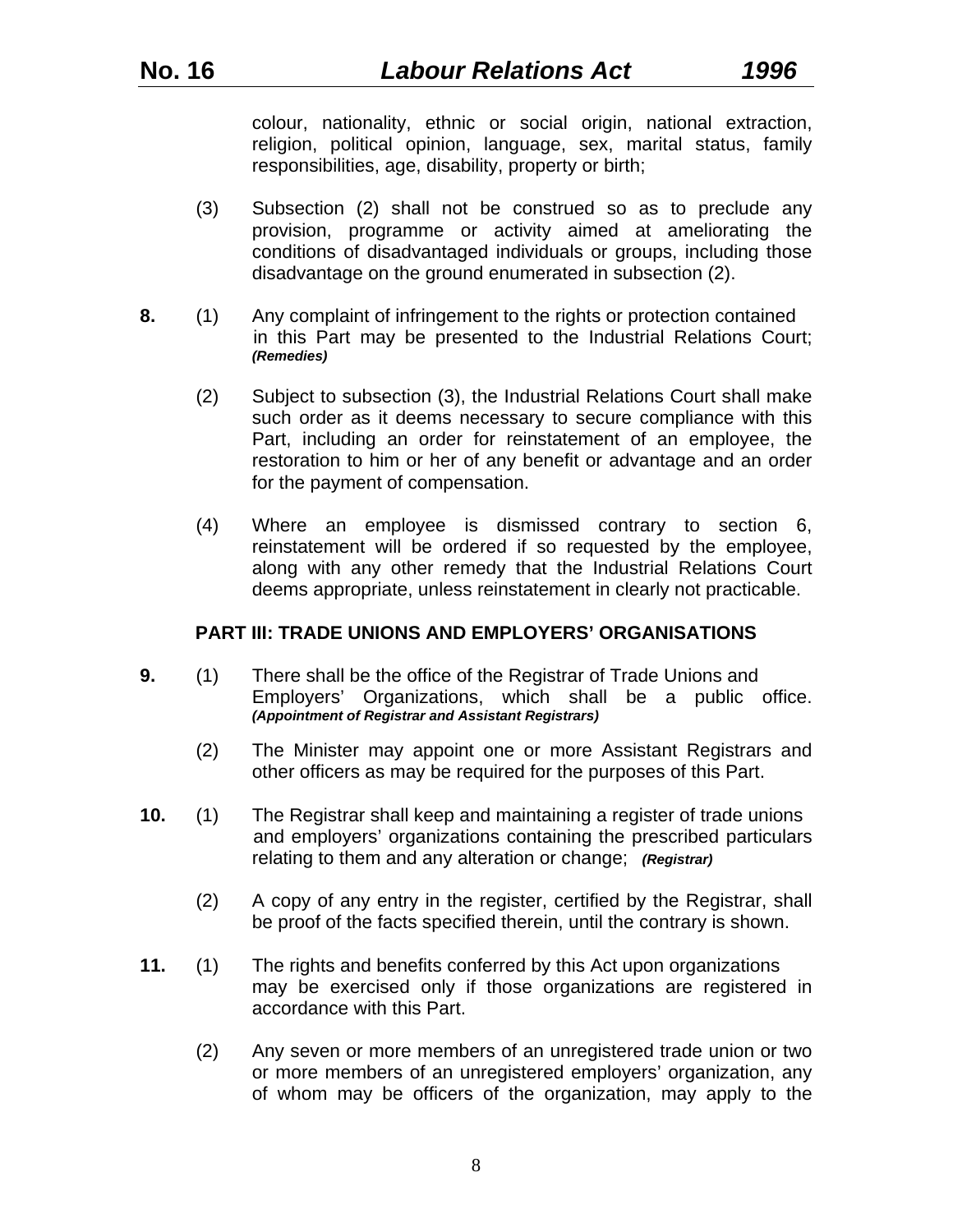colour, nationality, ethnic or social origin, national extraction, religion, political opinion, language, sex, marital status, family responsibilities, age, disability, property or birth;

(3) Subsection (2) shall not be construed so as to preclude any provision, programme or activity aimed at ameliorating the conditions of disadvantaged individuals or groups, including those disadvantage on the ground enumerated in subsection (2).

**8.** (1) Any complaint of infringement to the rights or protection contained in this Part may be presented to the Industrial Relations Court; ***(Remedies)***

(2) Subject to subsection (3), the Industrial Relations Court shall make such order as it deems necessary to secure compliance with this Part, including an order for reinstatement of an employee, the restoration to him or her of any benefit or advantage and an order for the payment of compensation.

(4) Where an employee is dismissed contrary to section 6, reinstatement will be ordered if so requested by the employee, along with any other remedy that the Industrial Relations Court deems appropriate, unless reinstatement in clearly not practicable.

## PART III: TRADE UNIONS AND EMPLOYERS' ORGANISATIONS

**9.** (1) There shall be the office of the Registrar of Trade Unions and Employers' Organizations, which shall be a public office. ***(Appointment of Registrar and Assistant Registrars)***

(2) The Minister may appoint one or more Assistant Registrars and other officers as may be required for the purposes of this Part.

**10.** (1) The Registrar shall keep and maintaining a register of trade unions and employers' organizations containing the prescribed particulars relating to them and any alteration or change; ***(Registrar)***

(2) A copy of any entry in the register, certified by the Registrar, shall be proof of the facts specified therein, until the contrary is shown.

**11.** (1) The rights and benefits conferred by this Act upon organizations may be exercised only if those organizations are registered in accordance with this Part.

(2) Any seven or more members of an unregistered trade union or two or more members of an unregistered employers' organization, any of whom may be officers of the organization, may apply to the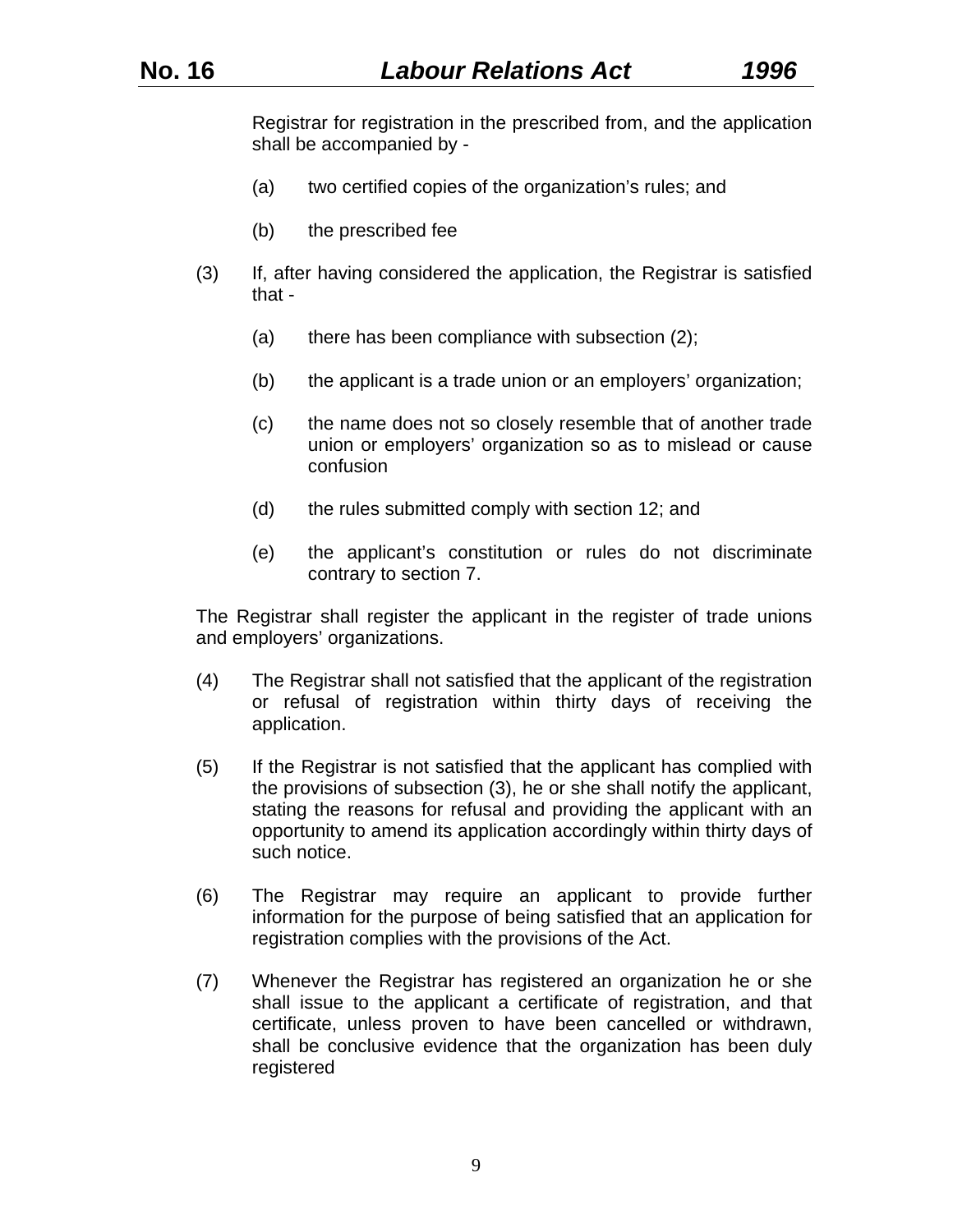Registrar for registration in the prescribed from, and the application shall be accompanied by -

(a) two certified copies of the organization's rules; and

(b) the prescribed fee

(3) If, after having considered the application, the Registrar is satisfied that -

(a) there has been compliance with subsection (2);

(b) the applicant is a trade union or an employers' organization;

(c) the name does not so closely resemble that of another trade union or employers' organization so as to mislead or cause confusion

(d) the rules submitted comply with section 12; and

(e) the applicant's constitution or rules do not discriminate contrary to section 7.

The Registrar shall register the applicant in the register of trade unions and employers' organizations.

(4) The Registrar shall not satisfied that the applicant of the registration or refusal of registration within thirty days of receiving the application.

(5) If the Registrar is not satisfied that the applicant has complied with the provisions of subsection (3), he or she shall notify the applicant, stating the reasons for refusal and providing the applicant with an opportunity to amend its application accordingly within thirty days of such notice.

(6) The Registrar may require an applicant to provide further information for the purpose of being satisfied that an application for registration complies with the provisions of the Act.

(7) Whenever the Registrar has registered an organization he or she shall issue to the applicant a certificate of registration, and that certificate, unless proven to have been cancelled or withdrawn, shall be conclusive evidence that the organization has been duly registered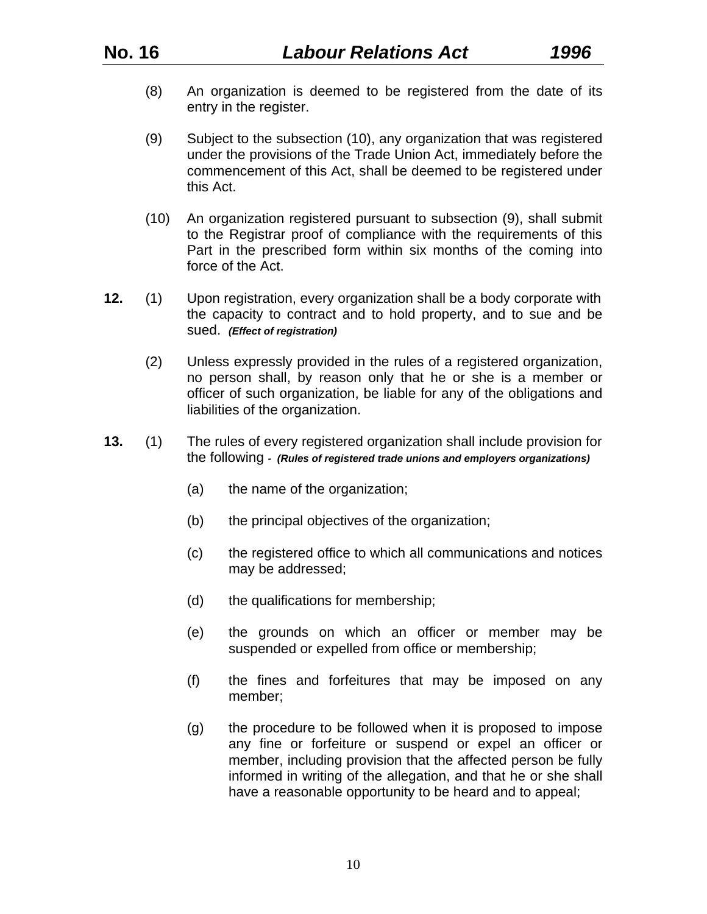(8) An organization is deemed to be registered from the date of its entry in the register.

(9) Subject to the subsection (10), any organization that was registered under the provisions of the Trade Union Act, immediately before the commencement of this Act, shall be deemed to be registered under this Act.

(10) An organization registered pursuant to subsection (9), shall submit to the Registrar proof of compliance with the requirements of this Part in the prescribed form within six months of the coming into force of the Act.

**12.** (1) Upon registration, every organization shall be a body corporate with the capacity to contract and to hold property, and to sue and be sued. ***(Effect of registration)***

(2) Unless expressly provided in the rules of a registered organization, no person shall, by reason only that he or she is a member or officer of such organization, be liable for any of the obligations and liabilities of the organization.

**13.** (1) The rules of every registered organization shall include provision for the following **-** ***(Rules of registered trade unions and employers organizations)***

(a) the name of the organization;

(b) the principal objectives of the organization;

(c) the registered office to which all communications and notices may be addressed;

(d) the qualifications for membership;

(e) the grounds on which an officer or member may be suspended or expelled from office or membership;

(f) the fines and forfeitures that may be imposed on any member;

(g) the procedure to be followed when it is proposed to impose any fine or forfeiture or suspend or expel an officer or member, including provision that the affected person be fully informed in writing of the allegation, and that he or she shall have a reasonable opportunity to be heard and to appeal;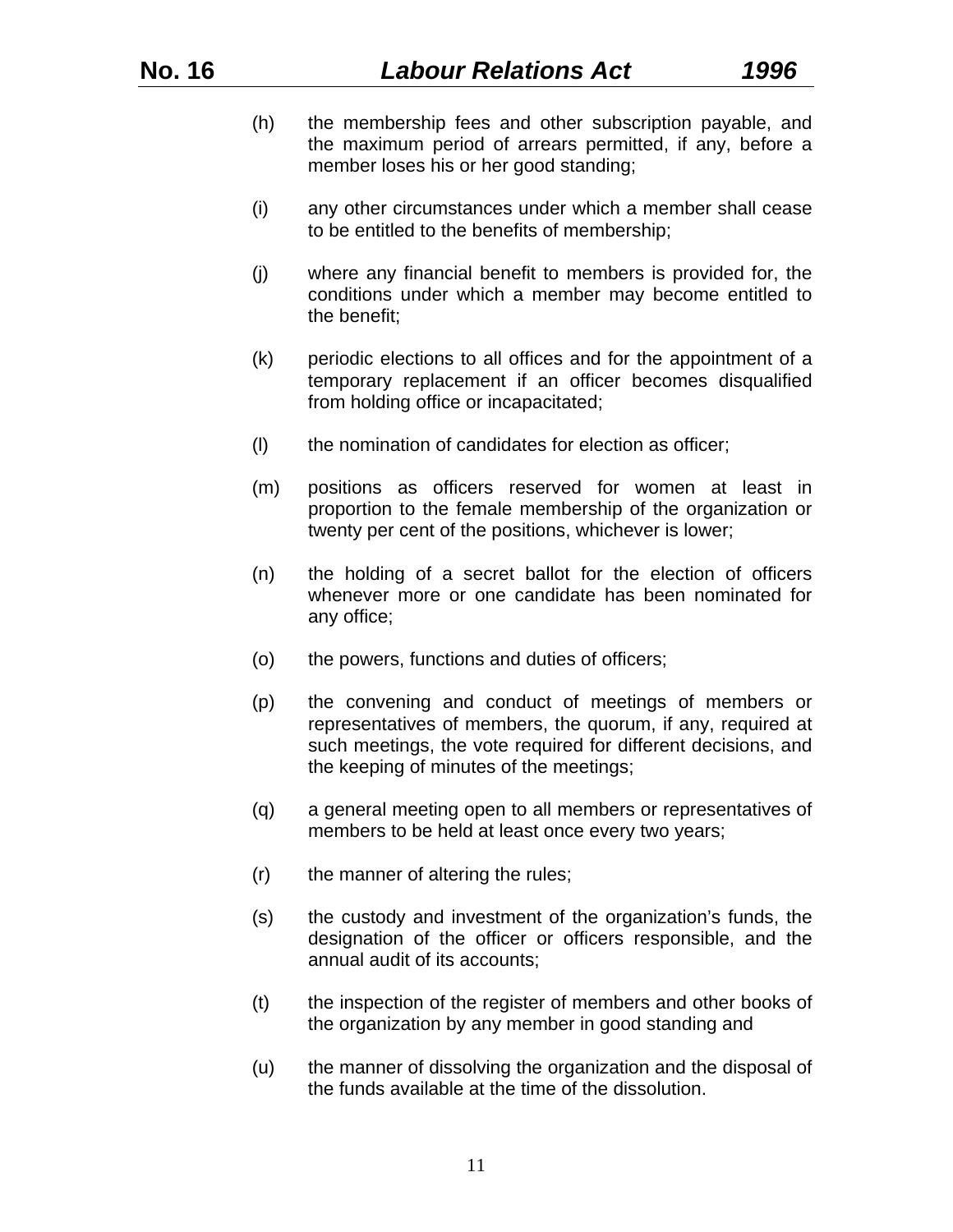(h) the membership fees and other subscription payable, and the maximum period of arrears permitted, if any, before a member loses his or her good standing;

(i) any other circumstances under which a member shall cease to be entitled to the benefits of membership;

(j) where any financial benefit to members is provided for, the conditions under which a member may become entitled to the benefit;

(k) periodic elections to all offices and for the appointment of a temporary replacement if an officer becomes disqualified from holding office or incapacitated;

(l) the nomination of candidates for election as officer;

(m) positions as officers reserved for women at least in proportion to the female membership of the organization or twenty per cent of the positions, whichever is lower;

(n) the holding of a secret ballot for the election of officers whenever more or one candidate has been nominated for any office;

(o) the powers, functions and duties of officers;

(p) the convening and conduct of meetings of members or representatives of members, the quorum, if any, required at such meetings, the vote required for different decisions, and the keeping of minutes of the meetings;

(q) a general meeting open to all members or representatives of members to be held at least once every two years;

(r) the manner of altering the rules;

(s) the custody and investment of the organization's funds, the designation of the officer or officers responsible, and the annual audit of its accounts;

(t) the inspection of the register of members and other books of the organization by any member in good standing and

(u) the manner of dissolving the organization and the disposal of the funds available at the time of the dissolution.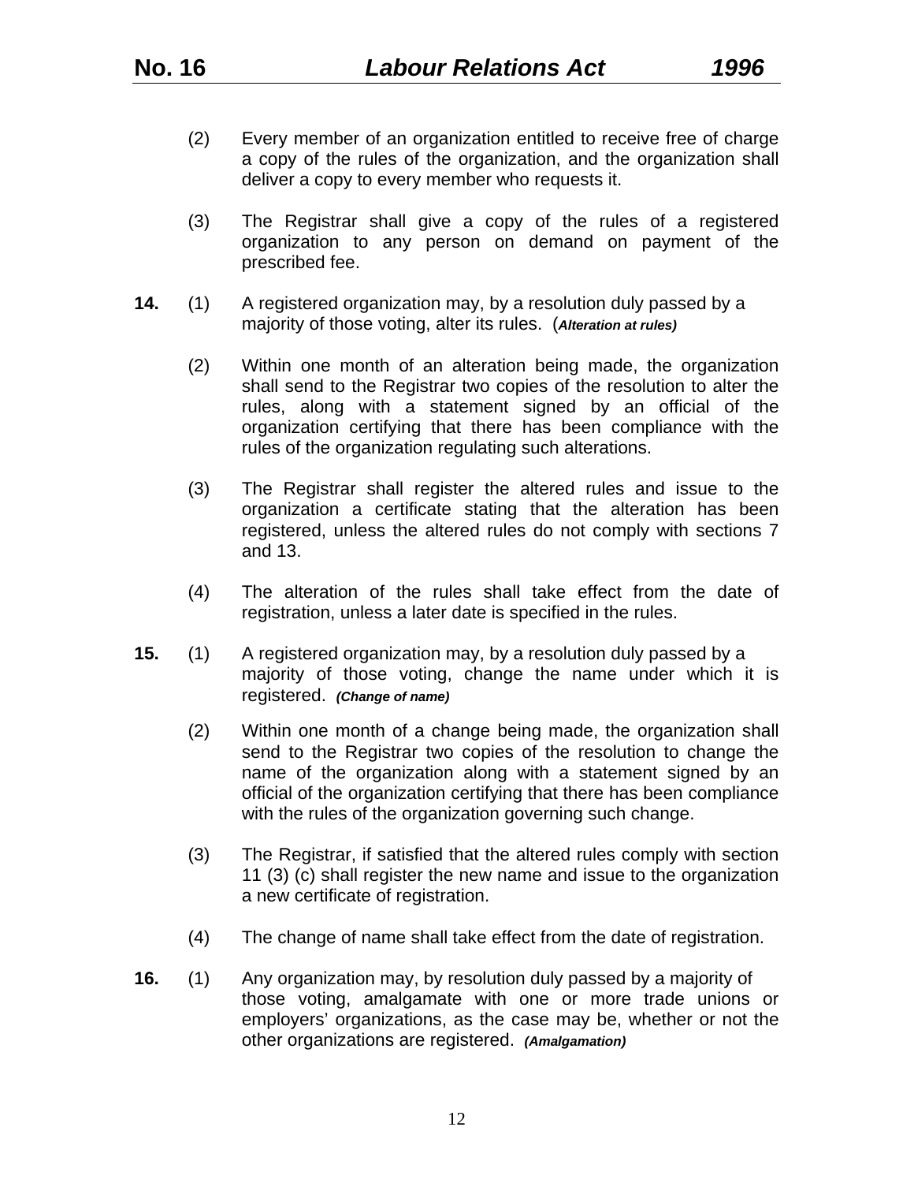(2) Every member of an organization entitled to receive free of charge a copy of the rules of the organization, and the organization shall deliver a copy to every member who requests it.

(3) The Registrar shall give a copy of the rules of a registered organization to any person on demand on payment of the prescribed fee.

**14.** (1) A registered organization may, by a resolution duly passed by a majority of those voting, alter its rules. (***Alteration at rules)***

(2) Within one month of an alteration being made, the organization shall send to the Registrar two copies of the resolution to alter the rules, along with a statement signed by an official of the organization certifying that there has been compliance with the rules of the organization regulating such alterations.

(3) The Registrar shall register the altered rules and issue to the organization a certificate stating that the alteration has been registered, unless the altered rules do not comply with sections 7 and 13.

(4) The alteration of the rules shall take effect from the date of registration, unless a later date is specified in the rules.

**15.** (1) A registered organization may, by a resolution duly passed by a majority of those voting, change the name under which it is registered. ***(Change of name)***

(2) Within one month of a change being made, the organization shall send to the Registrar two copies of the resolution to change the name of the organization along with a statement signed by an official of the organization certifying that there has been compliance with the rules of the organization governing such change.

(3) The Registrar, if satisfied that the altered rules comply with section 11 (3) (c) shall register the new name and issue to the organization a new certificate of registration.

(4) The change of name shall take effect from the date of registration.

**16.** (1) Any organization may, by resolution duly passed by a majority of those voting, amalgamate with one or more trade unions or employers' organizations, as the case may be, whether or not the other organizations are registered. ***(Amalgamation)***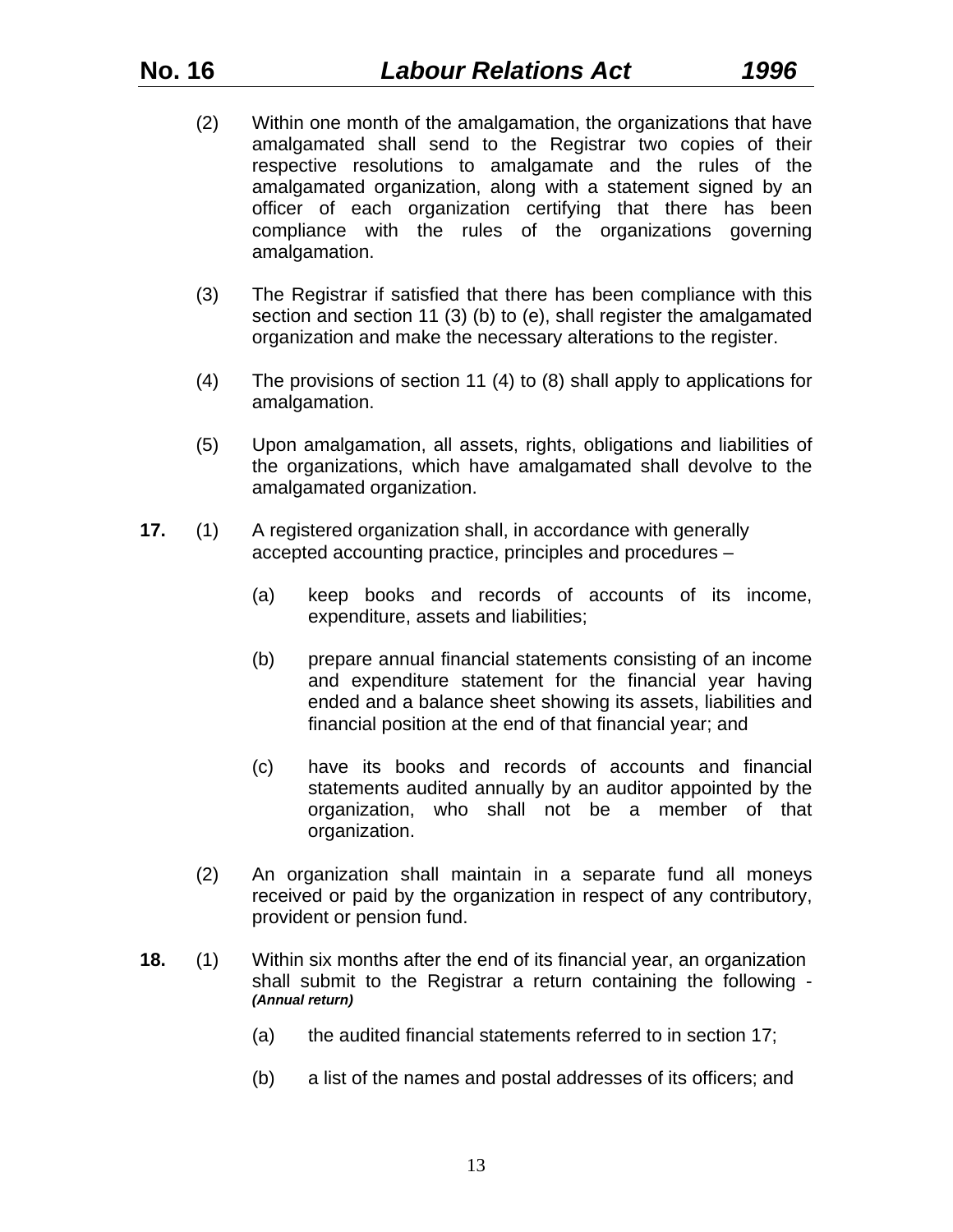(2) Within one month of the amalgamation, the organizations that have amalgamated shall send to the Registrar two copies of their respective resolutions to amalgamate and the rules of the amalgamated organization, along with a statement signed by an officer of each organization certifying that there has been compliance with the rules of the organizations governing amalgamation.

(3) The Registrar if satisfied that there has been compliance with this section and section 11 (3) (b) to (e), shall register the amalgamated organization and make the necessary alterations to the register.

(4) The provisions of section 11 (4) to (8) shall apply to applications for amalgamation.

(5) Upon amalgamation, all assets, rights, obligations and liabilities of the organizations, which have amalgamated shall devolve to the amalgamated organization.

**17.** (1) A registered organization shall, in accordance with generally accepted accounting practice, principles and procedures –

(a) keep books and records of accounts of its income, expenditure, assets and liabilities;

(b) prepare annual financial statements consisting of an income and expenditure statement for the financial year having ended and a balance sheet showing its assets, liabilities and financial position at the end of that financial year; and

(c) have its books and records of accounts and financial statements audited annually by an auditor appointed by the organization, who shall not be a member of that organization.

(2) An organization shall maintain in a separate fund all moneys received or paid by the organization in respect of any contributory, provident or pension fund.

**18.** (1) Within six months after the end of its financial year, an organization shall submit to the Registrar a return containing the following - ***(Annual return)***

(a) the audited financial statements referred to in section 17;

(b) a list of the names and postal addresses of its officers; and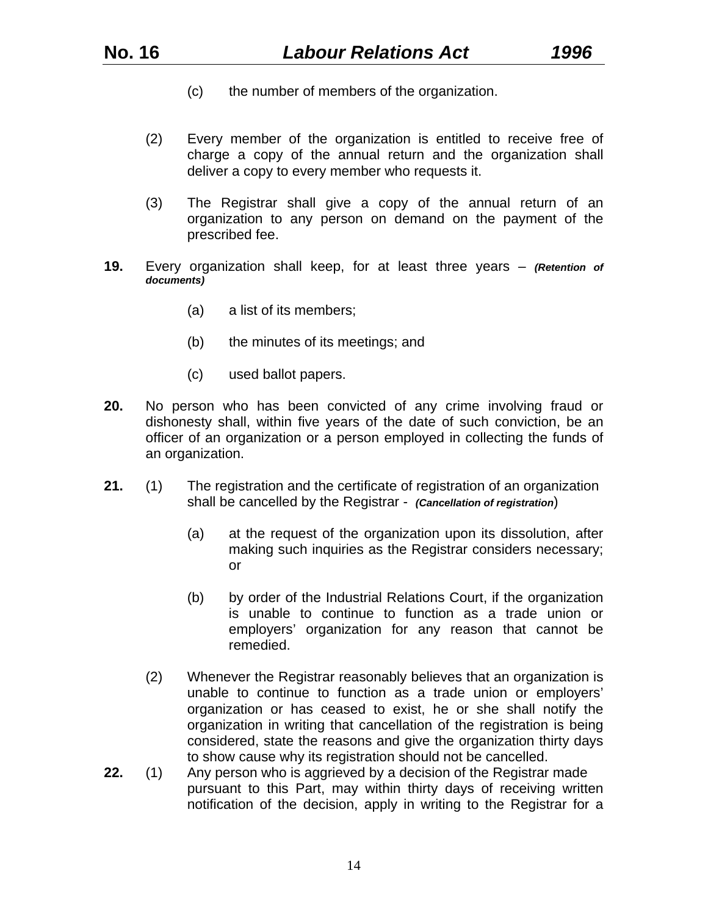(c) the number of members of the organization.

(2) Every member of the organization is entitled to receive free of charge a copy of the annual return and the organization shall deliver a copy to every member who requests it.

(3) The Registrar shall give a copy of the annual return of an organization to any person on demand on the payment of the prescribed fee.

**19.** Every organization shall keep, for at least three years – ***(Retention of documents)***

(a) a list of its members;

(b) the minutes of its meetings; and

(c) used ballot papers.

**20.** No person who has been convicted of any crime involving fraud or dishonesty shall, within five years of the date of such conviction, be an officer of an organization or a person employed in collecting the funds of an organization.

**21.** (1) The registration and the certificate of registration of an organization shall be cancelled by the Registrar - ***(Cancellation of registration)***

(a) at the request of the organization upon its dissolution, after making such inquiries as the Registrar considers necessary; or

(b) by order of the Industrial Relations Court, if the organization is unable to continue to function as a trade union or employers' organization for any reason that cannot be remedied.

(2) Whenever the Registrar reasonably believes that an organization is unable to continue to function as a trade union or employers' organization or has ceased to exist, he or she shall notify the organization in writing that cancellation of the registration is being considered, state the reasons and give the organization thirty days to show cause why its registration should not be cancelled.

**22.** (1) Any person who is aggrieved by a decision of the Registrar made pursuant to this Part, may within thirty days of receiving written notification of the decision, apply in writing to the Registrar for a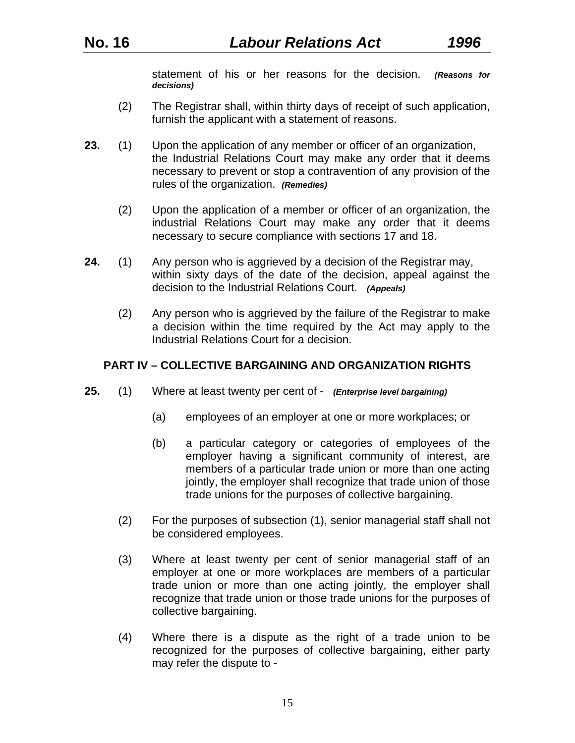statement of his or her reasons for the decision. ***(Reasons for decisions)***

(2) The Registrar shall, within thirty days of receipt of such application, furnish the applicant with a statement of reasons.

**23.** (1) Upon the application of any member or officer of an organization, the Industrial Relations Court may make any order that it deems necessary to prevent or stop a contravention of any provision of the rules of the organization. ***(Remedies)***

(2) Upon the application of a member or officer of an organization, the industrial Relations Court may make any order that it deems necessary to secure compliance with sections 17 and 18.

**24.** (1) Any person who is aggrieved by a decision of the Registrar may, within sixty days of the date of the decision, appeal against the decision to the Industrial Relations Court. ***(Appeals)***

(2) Any person who is aggrieved by the failure of the Registrar to make a decision within the time required by the Act may apply to the Industrial Relations Court for a decision.

## PART IV – COLLECTIVE BARGAINING AND ORGANIZATION RIGHTS

**25.** (1) Where at least twenty per cent of - ***(Enterprise level bargaining)***

(a) employees of an employer at one or more workplaces; or

(b) a particular category or categories of employees of the employer having a significant community of interest, are members of a particular trade union or more than one acting jointly, the employer shall recognize that trade union of those trade unions for the purposes of collective bargaining.

(2) For the purposes of subsection (1), senior managerial staff shall not be considered employees.

(3) Where at least twenty per cent of senior managerial staff of an employer at one or more workplaces are members of a particular trade union or more than one acting jointly, the employer shall recognize that trade union or those trade unions for the purposes of collective bargaining.

(4) Where there is a dispute as the right of a trade union to be recognized for the purposes of collective bargaining, either party may refer the dispute to -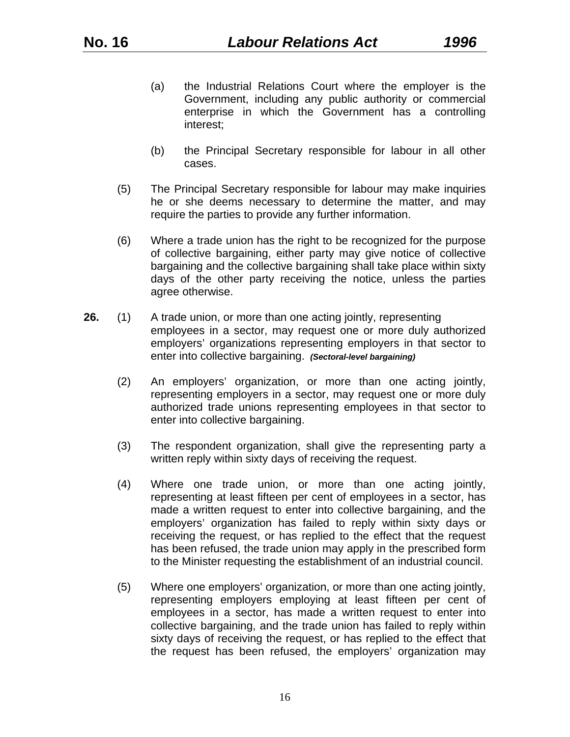(a) the Industrial Relations Court where the employer is the Government, including any public authority or commercial enterprise in which the Government has a controlling interest;

(b) the Principal Secretary responsible for labour in all other cases.

(5) The Principal Secretary responsible for labour may make inquiries he or she deems necessary to determine the matter, and may require the parties to provide any further information.

(6) Where a trade union has the right to be recognized for the purpose of collective bargaining, either party may give notice of collective bargaining and the collective bargaining shall take place within sixty days of the other party receiving the notice, unless the parties agree otherwise.

**26.** (1) A trade union, or more than one acting jointly, representing employees in a sector, may request one or more duly authorized employers' organizations representing employers in that sector to enter into collective bargaining. ***(Sectoral-level bargaining)***

(2) An employers' organization, or more than one acting jointly, representing employers in a sector, may request one or more duly authorized trade unions representing employees in that sector to enter into collective bargaining.

(3) The respondent organization, shall give the representing party a written reply within sixty days of receiving the request.

(4) Where one trade union, or more than one acting jointly, representing at least fifteen per cent of employees in a sector, has made a written request to enter into collective bargaining, and the employers' organization has failed to reply within sixty days or receiving the request, or has replied to the effect that the request has been refused, the trade union may apply in the prescribed form to the Minister requesting the establishment of an industrial council.

(5) Where one employers' organization, or more than one acting jointly, representing employers employing at least fifteen per cent of employees in a sector, has made a written request to enter into collective bargaining, and the trade union has failed to reply within sixty days of receiving the request, or has replied to the effect that the request has been refused, the employers' organization may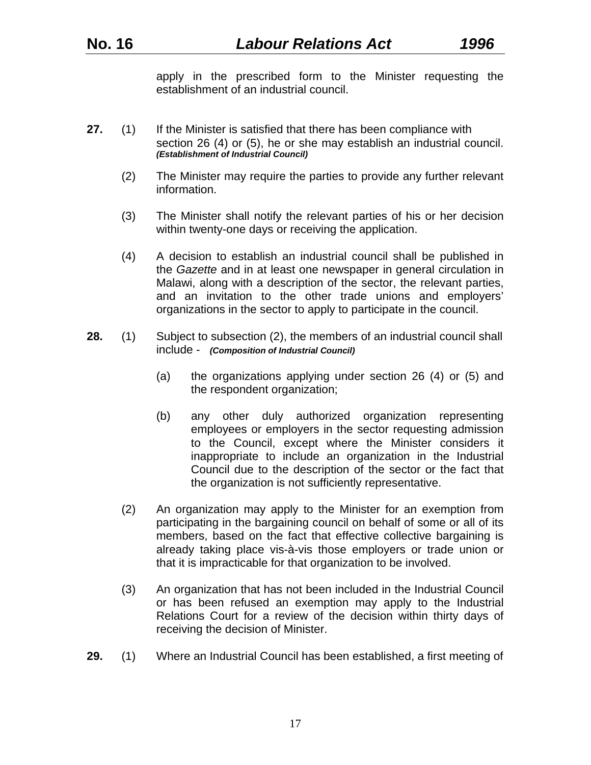apply in the prescribed form to the Minister requesting the establishment of an industrial council.

**27.** (1) If the Minister is satisfied that there has been compliance with section 26 (4) or (5), he or she may establish an industrial council. ***(Establishment of Industrial Council)***

(2) The Minister may require the parties to provide any further relevant information.

(3) The Minister shall notify the relevant parties of his or her decision within twenty-one days or receiving the application.

(4) A decision to establish an industrial council shall be published in the *Gazette* and in at least one newspaper in general circulation in Malawi, along with a description of the sector, the relevant parties, and an invitation to the other trade unions and employers' organizations in the sector to apply to participate in the council.

**28.** (1) Subject to subsection (2), the members of an industrial council shall include - ***(Composition of Industrial Council)***

(a) the organizations applying under section 26 (4) or (5) and the respondent organization;

(b) any other duly authorized organization representing employees or employers in the sector requesting admission to the Council, except where the Minister considers it inappropriate to include an organization in the Industrial Council due to the description of the sector or the fact that the organization is not sufficiently representative.

(2) An organization may apply to the Minister for an exemption from participating in the bargaining council on behalf of some or all of its members, based on the fact that effective collective bargaining is already taking place vis-à-vis those employers or trade union or that it is impracticable for that organization to be involved.

(3) An organization that has not been included in the Industrial Council or has been refused an exemption may apply to the Industrial Relations Court for a review of the decision within thirty days of receiving the decision of Minister.

**29.** (1) Where an Industrial Council has been established, a first meeting of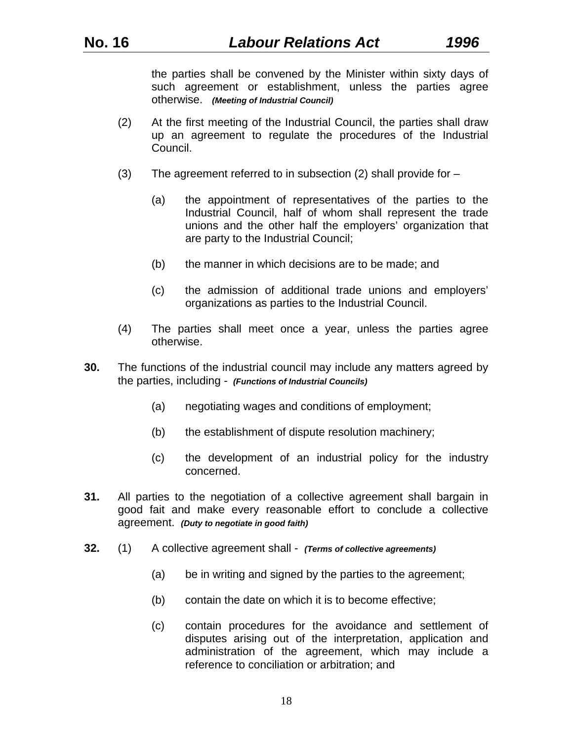the parties shall be convened by the Minister within sixty days of such agreement or establishment, unless the parties agree otherwise. ***(Meeting of Industrial Council)***

(2) At the first meeting of the Industrial Council, the parties shall draw up an agreement to regulate the procedures of the Industrial Council.

(3) The agreement referred to in subsection (2) shall provide for –

(a) the appointment of representatives of the parties to the Industrial Council, half of whom shall represent the trade unions and the other half the employers' organization that are party to the Industrial Council;

(b) the manner in which decisions are to be made; and

(c) the admission of additional trade unions and employers' organizations as parties to the Industrial Council.

(4) The parties shall meet once a year, unless the parties agree otherwise.

**30.** The functions of the industrial council may include any matters agreed by the parties, including - ***(Functions of Industrial Councils)***

(a) negotiating wages and conditions of employment;

(b) the establishment of dispute resolution machinery;

(c) the development of an industrial policy for the industry concerned.

**31.** All parties to the negotiation of a collective agreement shall bargain in good fait and make every reasonable effort to conclude a collective agreement. ***(Duty to negotiate in good faith)***

**32.** (1) A collective agreement shall - ***(Terms of collective agreements)***

(a) be in writing and signed by the parties to the agreement;

(b) contain the date on which it is to become effective;

(c) contain procedures for the avoidance and settlement of disputes arising out of the interpretation, application and administration of the agreement, which may include a reference to conciliation or arbitration; and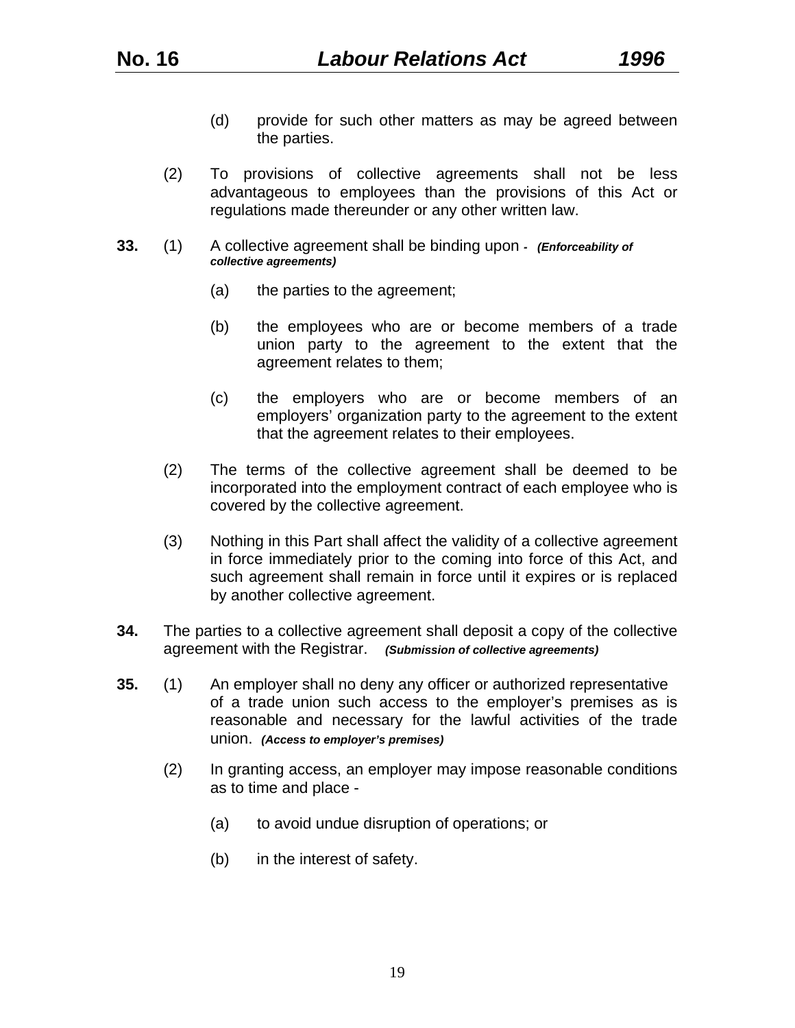(d) provide for such other matters as may be agreed between the parties.

(2) To provisions of collective agreements shall not be less advantageous to employees than the provisions of this Act or regulations made thereunder or any other written law.

**33.** (1) A collective agreement shall be binding upon - ***(Enforceability of collective agreements)***

(a) the parties to the agreement;

(b) the employees who are or become members of a trade union party to the agreement to the extent that the agreement relates to them;

(c) the employers who are or become members of an employers' organization party to the agreement to the extent that the agreement relates to their employees.

(2) The terms of the collective agreement shall be deemed to be incorporated into the employment contract of each employee who is covered by the collective agreement.

(3) Nothing in this Part shall affect the validity of a collective agreement in force immediately prior to the coming into force of this Act, and such agreement shall remain in force until it expires or is replaced by another collective agreement.

**34.** The parties to a collective agreement shall deposit a copy of the collective agreement with the Registrar. ***(Submission of collective agreements)***

**35.** (1) An employer shall no deny any officer or authorized representative of a trade union such access to the employer's premises as is reasonable and necessary for the lawful activities of the trade union. ***(Access to employer's premises)***

(2) In granting access, an employer may impose reasonable conditions as to time and place -

(a) to avoid undue disruption of operations; or

(b) in the interest of safety.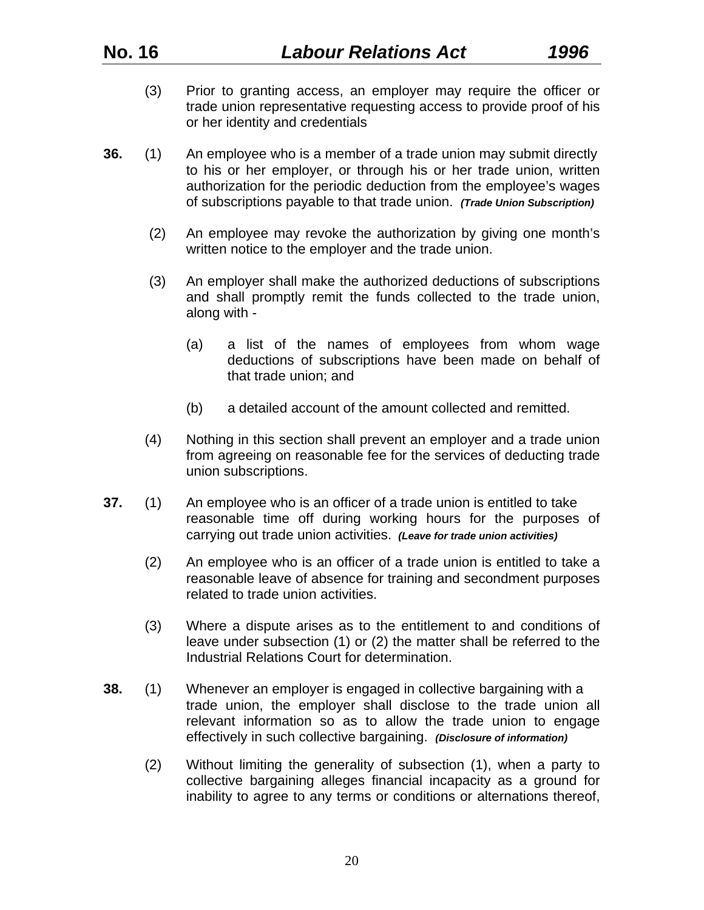(3) Prior to granting access, an employer may require the officer or trade union representative requesting access to provide proof of his or her identity and credentials

**36.** (1) An employee who is a member of a trade union may submit directly to his or her employer, or through his or her trade union, written authorization for the periodic deduction from the employee's wages of subscriptions payable to that trade union. ***(Trade Union Subscription)***

(2) An employee may revoke the authorization by giving one month's written notice to the employer and the trade union.

(3) An employer shall make the authorized deductions of subscriptions and shall promptly remit the funds collected to the trade union, along with -

(a) a list of the names of employees from whom wage deductions of subscriptions have been made on behalf of that trade union; and

(b) a detailed account of the amount collected and remitted.

(4) Nothing in this section shall prevent an employer and a trade union from agreeing on reasonable fee for the services of deducting trade union subscriptions.

**37.** (1) An employee who is an officer of a trade union is entitled to take reasonable time off during working hours for the purposes of carrying out trade union activities. ***(Leave for trade union activities)***

(2) An employee who is an officer of a trade union is entitled to take a reasonable leave of absence for training and secondment purposes related to trade union activities.

(3) Where a dispute arises as to the entitlement to and conditions of leave under subsection (1) or (2) the matter shall be referred to the Industrial Relations Court for determination.

**38.** (1) Whenever an employer is engaged in collective bargaining with a trade union, the employer shall disclose to the trade union all relevant information so as to allow the trade union to engage effectively in such collective bargaining. ***(Disclosure of information)***

(2) Without limiting the generality of subsection (1), when a party to collective bargaining alleges financial incapacity as a ground for inability to agree to any terms or conditions or alternations thereof,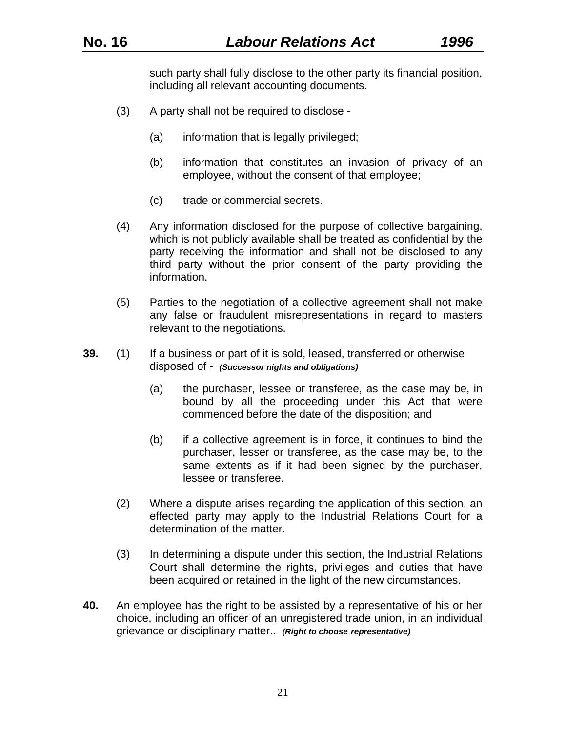such party shall fully disclose to the other party its financial position, including all relevant accounting documents.

(3) A party shall not be required to disclose -

(a) information that is legally privileged;

(b) information that constitutes an invasion of privacy of an employee, without the consent of that employee;

(c) trade or commercial secrets.

(4) Any information disclosed for the purpose of collective bargaining, which is not publicly available shall be treated as confidential by the party receiving the information and shall not be disclosed to any third party without the prior consent of the party providing the information.

(5) Parties to the negotiation of a collective agreement shall not make any false or fraudulent misrepresentations in regard to masters relevant to the negotiations.

**39.** (1) If a business or part of it is sold, leased, transferred or otherwise disposed of - ***(Successor nights and obligations)***

(a) the purchaser, lessee or transferee, as the case may be, in bound by all the proceeding under this Act that were commenced before the date of the disposition; and

(b) if a collective agreement is in force, it continues to bind the purchaser, lesser or transferee, as the case may be, to the same extents as if it had been signed by the purchaser, lessee or transferee.

(2) Where a dispute arises regarding the application of this section, an effected party may apply to the Industrial Relations Court for a determination of the matter.

(3) In determining a dispute under this section, the Industrial Relations Court shall determine the rights, privileges and duties that have been acquired or retained in the light of the new circumstances.

**40.** An employee has the right to be assisted by a representative of his or her choice, including an officer of an unregistered trade union, in an individual grievance or disciplinary matter.. ***(Right to choose representative)***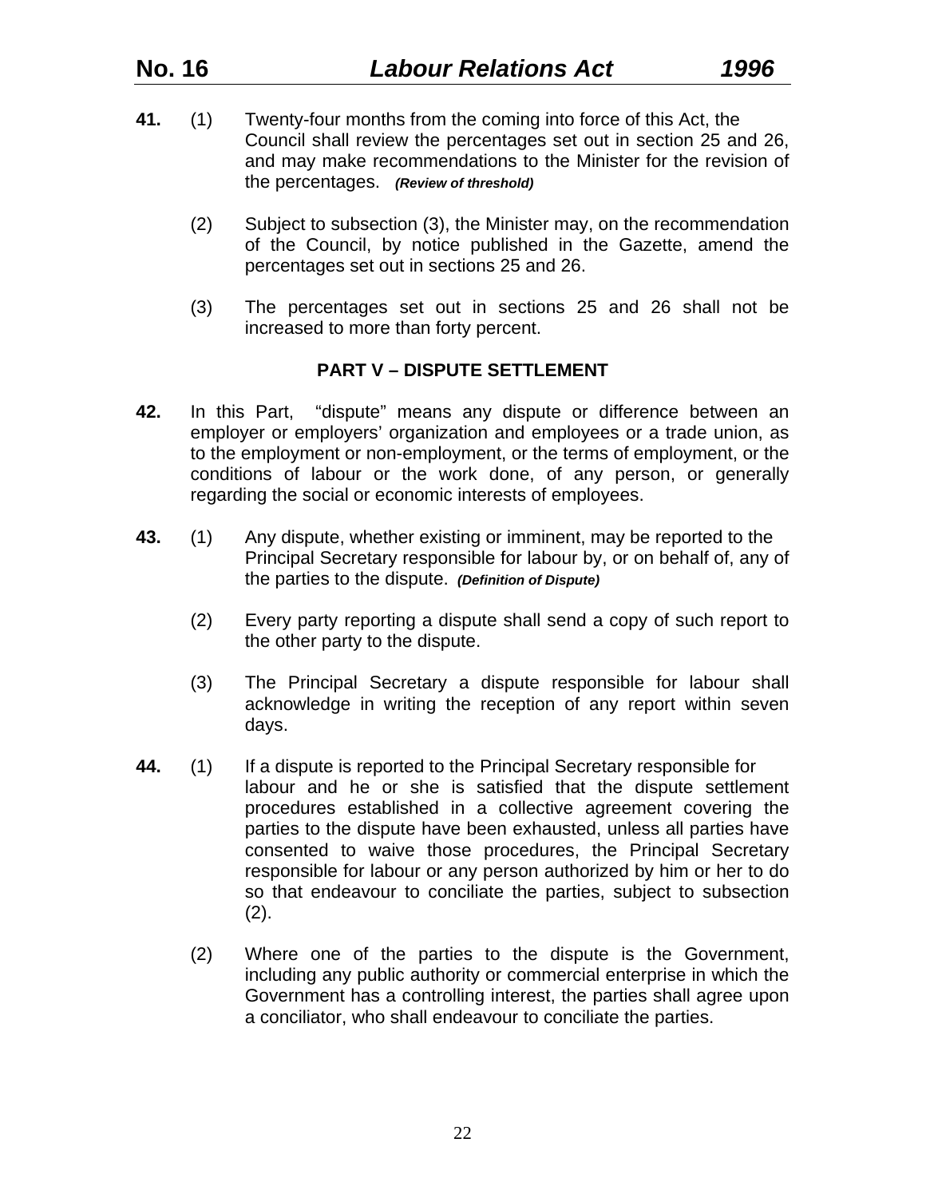**41.** (1) Twenty-four months from the coming into force of this Act, the Council shall review the percentages set out in section 25 and 26, and may make recommendations to the Minister for the revision of the percentages. ***(Review of threshold)***

(2) Subject to subsection (3), the Minister may, on the recommendation of the Council, by notice published in the Gazette, amend the percentages set out in sections 25 and 26.

(3) The percentages set out in sections 25 and 26 shall not be increased to more than forty percent.

## PART V – DISPUTE SETTLEMENT

**42.** In this Part, "dispute" means any dispute or difference between an employer or employers' organization and employees or a trade union, as to the employment or non-employment, or the terms of employment, or the conditions of labour or the work done, of any person, or generally regarding the social or economic interests of employees.

**43.** (1) Any dispute, whether existing or imminent, may be reported to the Principal Secretary responsible for labour by, or on behalf of, any of the parties to the dispute. ***(Definition of Dispute)***

(2) Every party reporting a dispute shall send a copy of such report to the other party to the dispute.

(3) The Principal Secretary a dispute responsible for labour shall acknowledge in writing the reception of any report within seven days.

**44.** (1) If a dispute is reported to the Principal Secretary responsible for labour and he or she is satisfied that the dispute settlement procedures established in a collective agreement covering the parties to the dispute have been exhausted, unless all parties have consented to waive those procedures, the Principal Secretary responsible for labour or any person authorized by him or her to do so that endeavour to conciliate the parties, subject to subsection (2).

(2) Where one of the parties to the dispute is the Government, including any public authority or commercial enterprise in which the Government has a controlling interest, the parties shall agree upon a conciliator, who shall endeavour to conciliate the parties.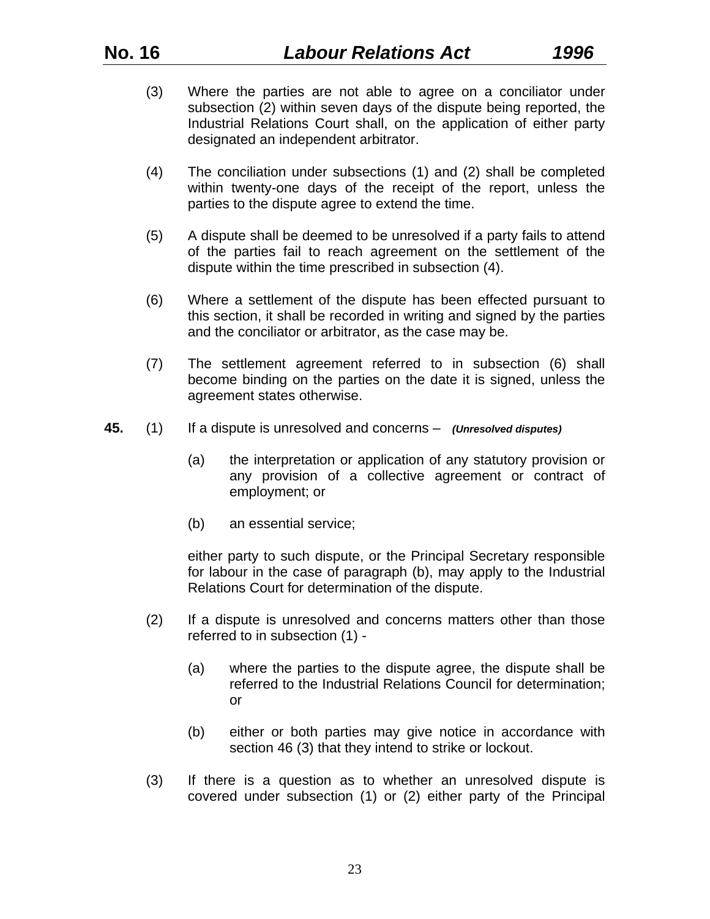(3) Where the parties are not able to agree on a conciliator under subsection (2) within seven days of the dispute being reported, the Industrial Relations Court shall, on the application of either party designated an independent arbitrator.

(4) The conciliation under subsections (1) and (2) shall be completed within twenty-one days of the receipt of the report, unless the parties to the dispute agree to extend the time.

(5) A dispute shall be deemed to be unresolved if a party fails to attend of the parties fail to reach agreement on the settlement of the dispute within the time prescribed in subsection (4).

(6) Where a settlement of the dispute has been effected pursuant to this section, it shall be recorded in writing and signed by the parties and the conciliator or arbitrator, as the case may be.

(7) The settlement agreement referred to in subsection (6) shall become binding on the parties on the date it is signed, unless the agreement states otherwise.

**45.** (1) If a dispute is unresolved and concerns – ***(Unresolved disputes)***

(a) the interpretation or application of any statutory provision or any provision of a collective agreement or contract of employment; or

(b) an essential service;

either party to such dispute, or the Principal Secretary responsible for labour in the case of paragraph (b), may apply to the Industrial Relations Court for determination of the dispute.

(2) If a dispute is unresolved and concerns matters other than those referred to in subsection (1) -

(a) where the parties to the dispute agree, the dispute shall be referred to the Industrial Relations Council for determination; or

(b) either or both parties may give notice in accordance with section 46 (3) that they intend to strike or lockout.

(3) If there is a question as to whether an unresolved dispute is covered under subsection (1) or (2) either party of the Principal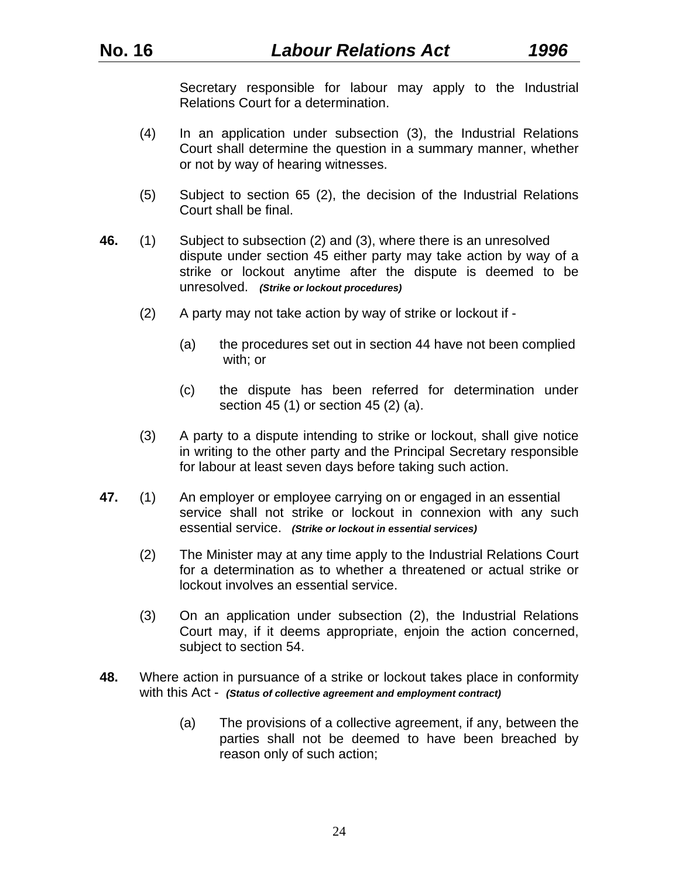Secretary responsible for labour may apply to the Industrial Relations Court for a determination.

(4) In an application under subsection (3), the Industrial Relations Court shall determine the question in a summary manner, whether or not by way of hearing witnesses.

(5) Subject to section 65 (2), the decision of the Industrial Relations Court shall be final.

**46.** (1) Subject to subsection (2) and (3), where there is an unresolved dispute under section 45 either party may take action by way of a strike or lockout anytime after the dispute is deemed to be unresolved. ***(Strike or lockout procedures)***

(2) A party may not take action by way of strike or lockout if -

(a) the procedures set out in section 44 have not been complied with; or

(c) the dispute has been referred for determination under section 45 (1) or section 45 (2) (a).

(3) A party to a dispute intending to strike or lockout, shall give notice in writing to the other party and the Principal Secretary responsible for labour at least seven days before taking such action.

**47.** (1) An employer or employee carrying on or engaged in an essential service shall not strike or lockout in connexion with any such essential service. ***(Strike or lockout in essential services)***

(2) The Minister may at any time apply to the Industrial Relations Court for a determination as to whether a threatened or actual strike or lockout involves an essential service.

(3) On an application under subsection (2), the Industrial Relations Court may, if it deems appropriate, enjoin the action concerned, subject to section 54.

**48.** Where action in pursuance of a strike or lockout takes place in conformity with this Act - ***(Status of collective agreement and employment contract)***

(a) The provisions of a collective agreement, if any, between the parties shall not be deemed to have been breached by reason only of such action;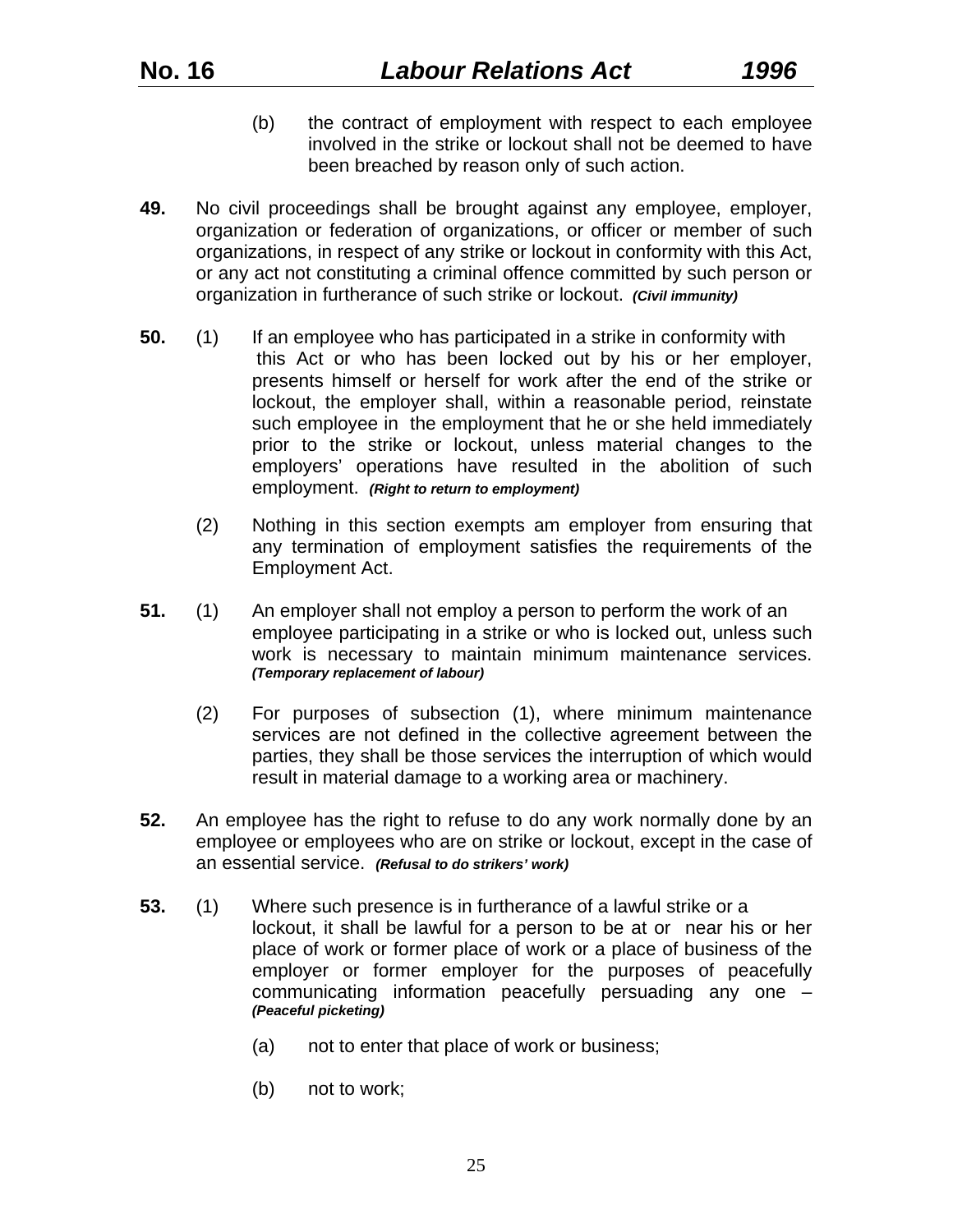(b) the contract of employment with respect to each employee involved in the strike or lockout shall not be deemed to have been breached by reason only of such action.

**49.** No civil proceedings shall be brought against any employee, employer, organization or federation of organizations, or officer or member of such organizations, in respect of any strike or lockout in conformity with this Act, or any act not constituting a criminal offence committed by such person or organization in furtherance of such strike or lockout. ***(Civil immunity)***

**50.** (1) If an employee who has participated in a strike in conformity with this Act or who has been locked out by his or her employer, presents himself or herself for work after the end of the strike or lockout, the employer shall, within a reasonable period, reinstate such employee in the employment that he or she held immediately prior to the strike or lockout, unless material changes to the employers' operations have resulted in the abolition of such employment. ***(Right to return to employment)***

(2) Nothing in this section exempts am employer from ensuring that any termination of employment satisfies the requirements of the Employment Act.

**51.** (1) An employer shall not employ a person to perform the work of an employee participating in a strike or who is locked out, unless such work is necessary to maintain minimum maintenance services. ***(Temporary replacement of labour)***

(2) For purposes of subsection (1), where minimum maintenance services are not defined in the collective agreement between the parties, they shall be those services the interruption of which would result in material damage to a working area or machinery.

**52.** An employee has the right to refuse to do any work normally done by an employee or employees who are on strike or lockout, except in the case of an essential service. ***(Refusal to do strikers' work)***

**53.** (1) Where such presence is in furtherance of a lawful strike or a lockout, it shall be lawful for a person to be at or near his or her place of work or former place of work or a place of business of the employer or former employer for the purposes of peacefully communicating information peacefully persuading any one – ***(Peaceful picketing)***

(a) not to enter that place of work or business;

(b) not to work;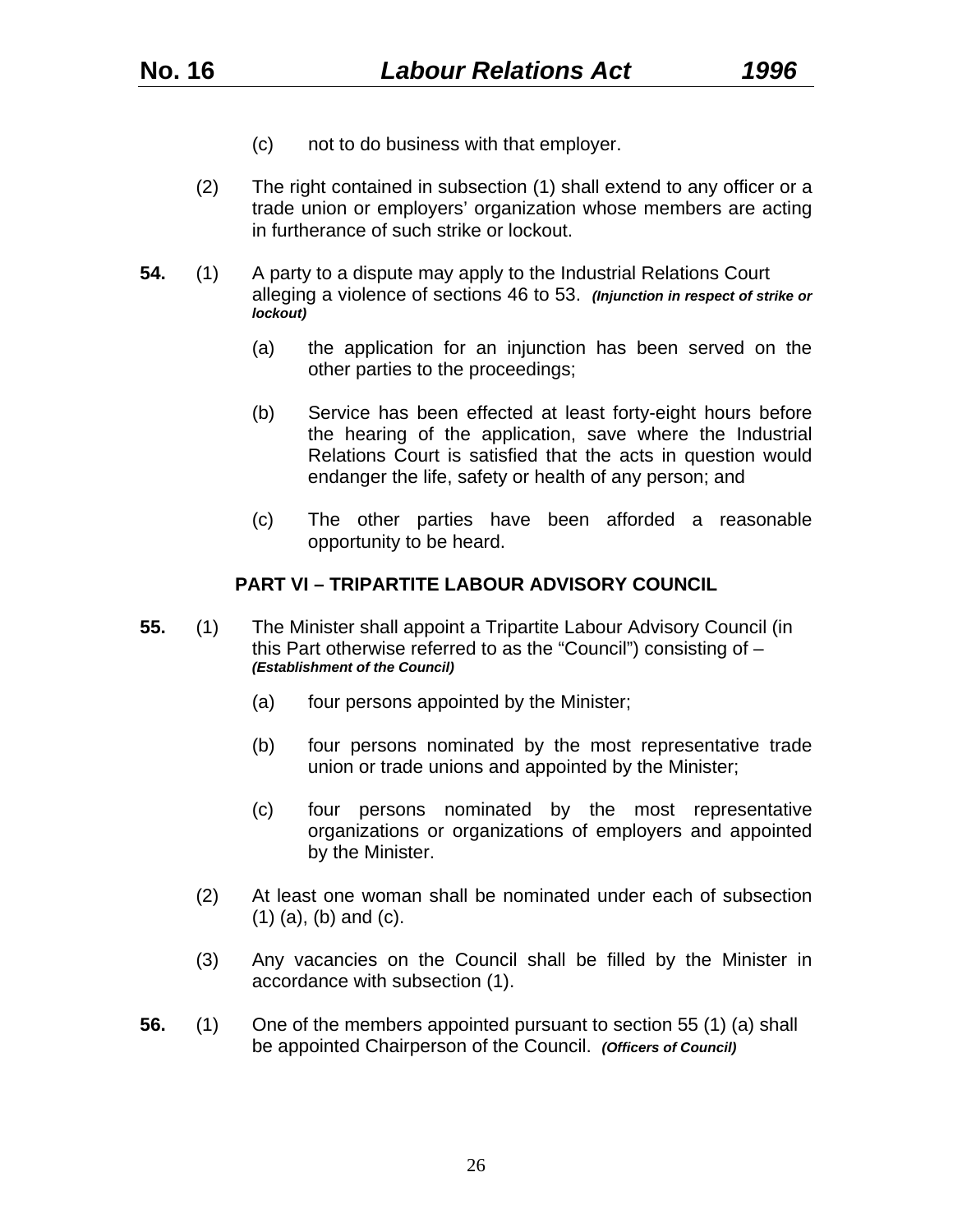(c) not to do business with that employer.

(2) The right contained in subsection (1) shall extend to any officer or a trade union or employers' organization whose members are acting in furtherance of such strike or lockout.

**54.** (1) A party to a dispute may apply to the Industrial Relations Court alleging a violence of sections 46 to 53. ***(Injunction in respect of strike or lockout)***

(a) the application for an injunction has been served on the other parties to the proceedings;

(b) Service has been effected at least forty-eight hours before the hearing of the application, save where the Industrial Relations Court is satisfied that the acts in question would endanger the life, safety or health of any person; and

(c) The other parties have been afforded a reasonable opportunity to be heard.

## PART VI – TRIPARTITE LABOUR ADVISORY COUNCIL

**55.** (1) The Minister shall appoint a Tripartite Labour Advisory Council (in this Part otherwise referred to as the "Council") consisting of – ***(Establishment of the Council)***

(a) four persons appointed by the Minister;

(b) four persons nominated by the most representative trade union or trade unions and appointed by the Minister;

(c) four persons nominated by the most representative organizations or organizations of employers and appointed by the Minister.

(2) At least one woman shall be nominated under each of subsection (1) (a), (b) and (c).

(3) Any vacancies on the Council shall be filled by the Minister in accordance with subsection (1).

**56.** (1) One of the members appointed pursuant to section 55 (1) (a) shall be appointed Chairperson of the Council. ***(Officers of Council)***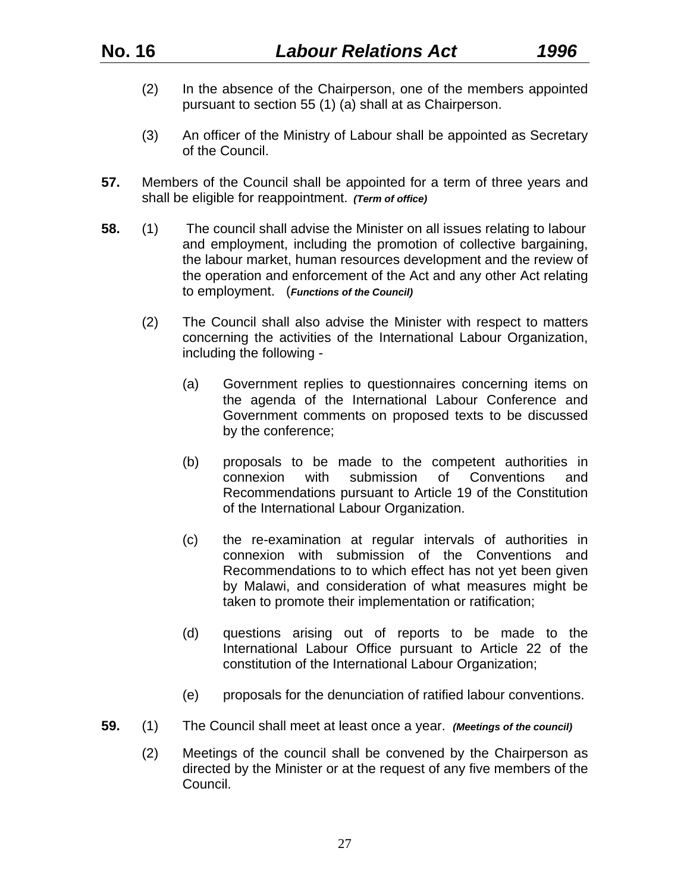(2) In the absence of the Chairperson, one of the members appointed pursuant to section 55 (1) (a) shall at as Chairperson.

(3) An officer of the Ministry of Labour shall be appointed as Secretary of the Council.

**57.** Members of the Council shall be appointed for a term of three years and shall be eligible for reappointment. ***(Term of office)***

**58.** (1) The council shall advise the Minister on all issues relating to labour and employment, including the promotion of collective bargaining, the labour market, human resources development and the review of the operation and enforcement of the Act and any other Act relating to employment. (***Functions of the Council)***

(2) The Council shall also advise the Minister with respect to matters concerning the activities of the International Labour Organization, including the following -

(a) Government replies to questionnaires concerning items on the agenda of the International Labour Conference and Government comments on proposed texts to be discussed by the conference;

(b) proposals to be made to the competent authorities in connexion with submission of Conventions and Recommendations pursuant to Article 19 of the Constitution of the International Labour Organization.

(c) the re-examination at regular intervals of authorities in connexion with submission of the Conventions and Recommendations to to which effect has not yet been given by Malawi, and consideration of what measures might be taken to promote their implementation or ratification;

(d) questions arising out of reports to be made to the International Labour Office pursuant to Article 22 of the constitution of the International Labour Organization;

(e) proposals for the denunciation of ratified labour conventions.

**59.** (1) The Council shall meet at least once a year. ***(Meetings of the council)***

(2) Meetings of the council shall be convened by the Chairperson as directed by the Minister or at the request of any five members of the Council.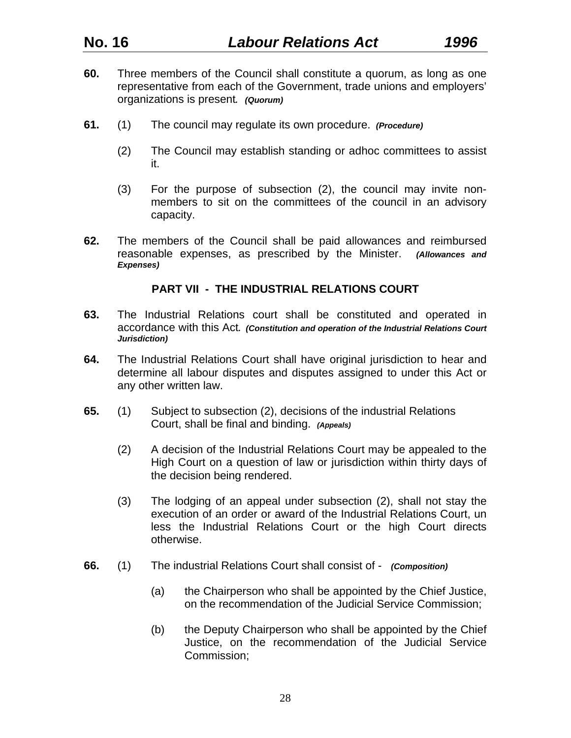**60.** Three members of the Council shall constitute a quorum, as long as one representative from each of the Government, trade unions and employers' organizations is present. ***(Quorum)***

**61.** (1) The council may regulate its own procedure. ***(Procedure)***

(2) The Council may establish standing or adhoc committees to assist it.

(3) For the purpose of subsection (2), the council may invite non-members to sit on the committees of the council in an advisory capacity.

**62.** The members of the Council shall be paid allowances and reimbursed reasonable expenses, as prescribed by the Minister. ***(Allowances and Expenses)***

## PART VII - THE INDUSTRIAL RELATIONS COURT

**63.** The Industrial Relations court shall be constituted and operated in accordance with this Act. ***(Constitution and operation of the Industrial Relations Court Jurisdiction)***

**64.** The Industrial Relations Court shall have original jurisdiction to hear and determine all labour disputes and disputes assigned to under this Act or any other written law.

**65.** (1) Subject to subsection (2), decisions of the industrial Relations Court, shall be final and binding. ***(Appeals)***

(2) A decision of the Industrial Relations Court may be appealed to the High Court on a question of law or jurisdiction within thirty days of the decision being rendered.

(3) The lodging of an appeal under subsection (2), shall not stay the execution of an order or award of the Industrial Relations Court, un less the Industrial Relations Court or the high Court directs otherwise.

**66.** (1) The industrial Relations Court shall consist of - ***(Composition)***

(a) the Chairperson who shall be appointed by the Chief Justice, on the recommendation of the Judicial Service Commission;

(b) the Deputy Chairperson who shall be appointed by the Chief Justice, on the recommendation of the Judicial Service Commission;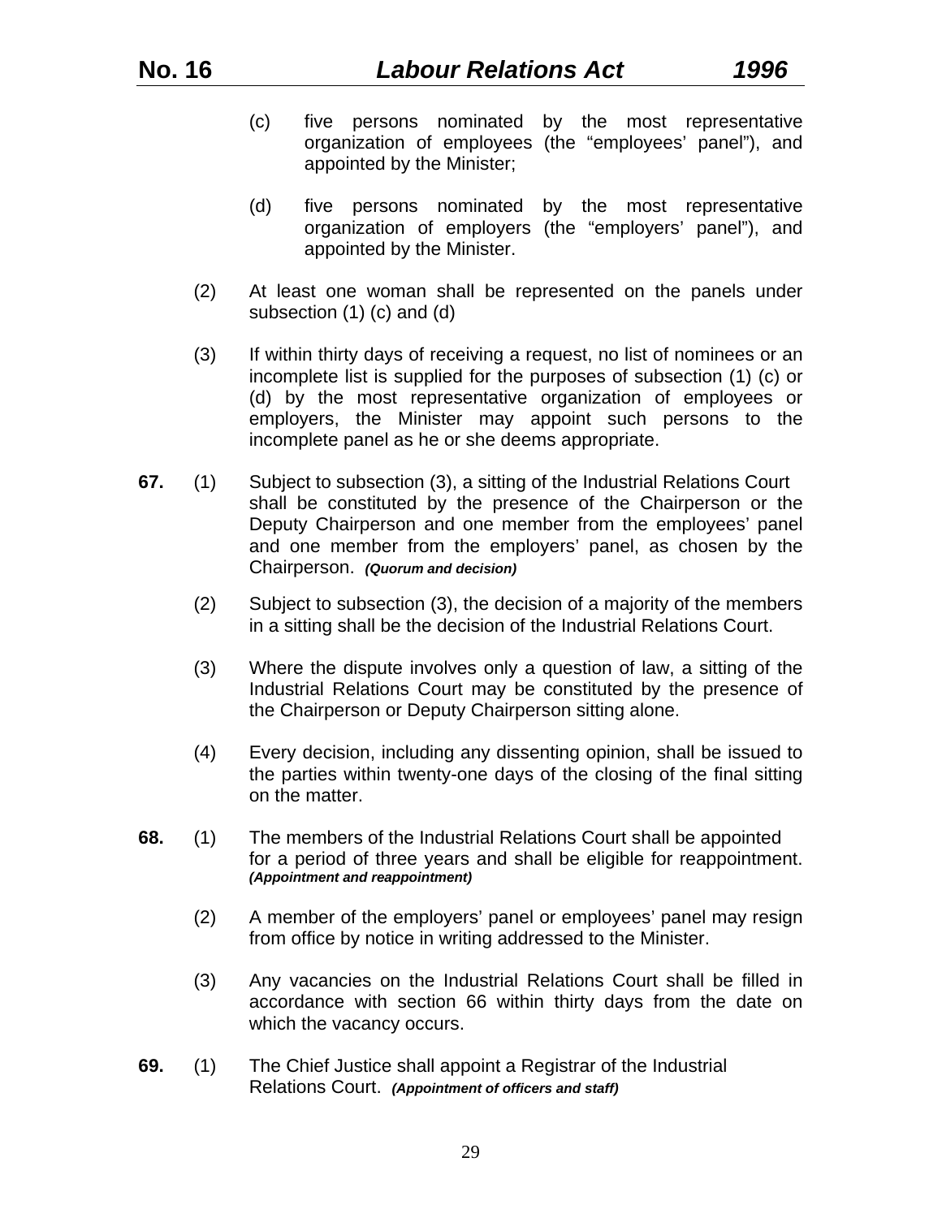(c) five persons nominated by the most representative organization of employees (the "employees' panel"), and appointed by the Minister;

(d) five persons nominated by the most representative organization of employers (the "employers' panel"), and appointed by the Minister.

(2) At least one woman shall be represented on the panels under subsection (1) (c) and (d)

(3) If within thirty days of receiving a request, no list of nominees or an incomplete list is supplied for the purposes of subsection (1) (c) or (d) by the most representative organization of employees or employers, the Minister may appoint such persons to the incomplete panel as he or she deems appropriate.

**67.** (1) Subject to subsection (3), a sitting of the Industrial Relations Court shall be constituted by the presence of the Chairperson or the Deputy Chairperson and one member from the employees' panel and one member from the employers' panel, as chosen by the Chairperson. ***(Quorum and decision)***

(2) Subject to subsection (3), the decision of a majority of the members in a sitting shall be the decision of the Industrial Relations Court.

(3) Where the dispute involves only a question of law, a sitting of the Industrial Relations Court may be constituted by the presence of the Chairperson or Deputy Chairperson sitting alone.

(4) Every decision, including any dissenting opinion, shall be issued to the parties within twenty-one days of the closing of the final sitting on the matter.

**68.** (1) The members of the Industrial Relations Court shall be appointed for a period of three years and shall be eligible for reappointment. ***(Appointment and reappointment)***

(2) A member of the employers' panel or employees' panel may resign from office by notice in writing addressed to the Minister.

(3) Any vacancies on the Industrial Relations Court shall be filled in accordance with section 66 within thirty days from the date on which the vacancy occurs.

**69.** (1) The Chief Justice shall appoint a Registrar of the Industrial Relations Court. ***(Appointment of officers and staff)***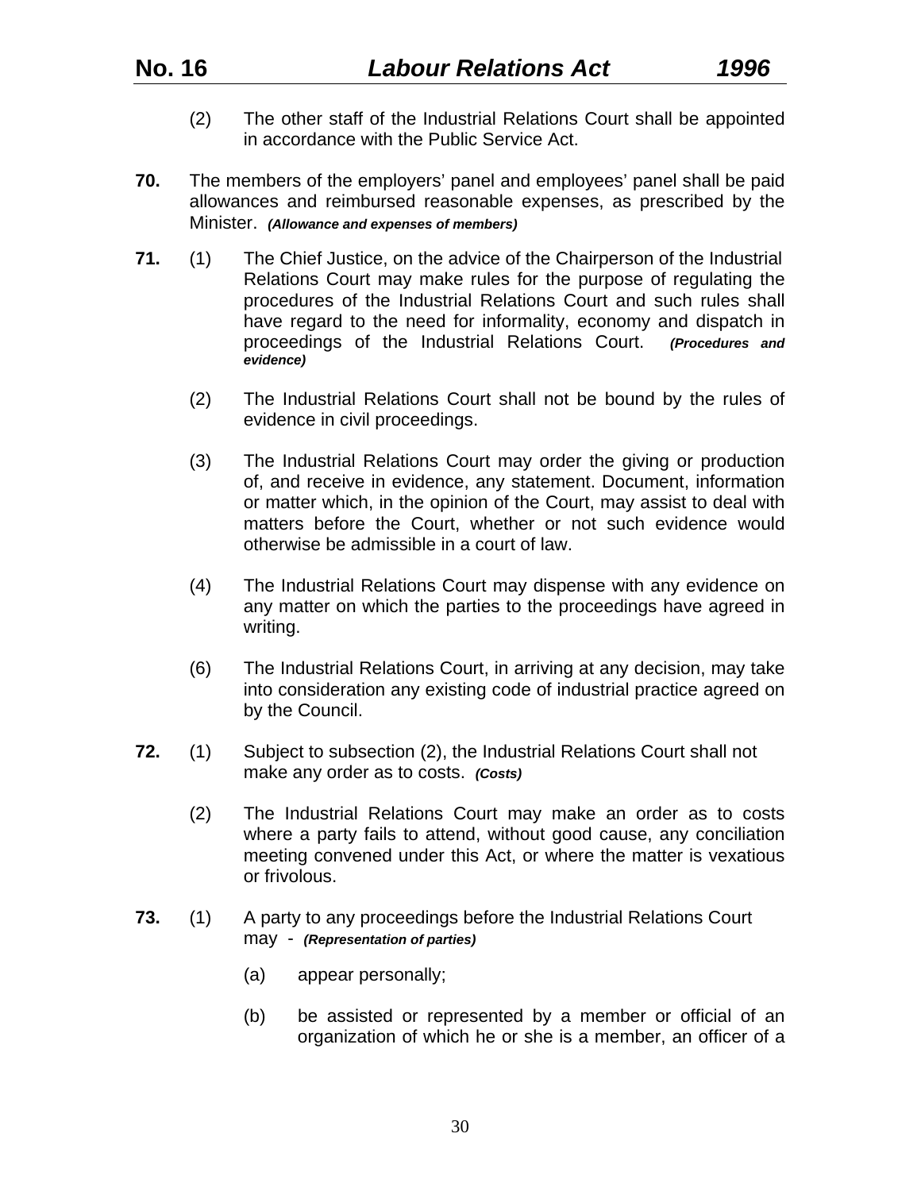(2) The other staff of the Industrial Relations Court shall be appointed in accordance with the Public Service Act.

**70.** The members of the employers' panel and employees' panel shall be paid allowances and reimbursed reasonable expenses, as prescribed by the Minister. ***(Allowance and expenses of members)***

**71.** (1) The Chief Justice, on the advice of the Chairperson of the Industrial Relations Court may make rules for the purpose of regulating the procedures of the Industrial Relations Court and such rules shall have regard to the need for informality, economy and dispatch in proceedings of the Industrial Relations Court. ***(Procedures and evidence)***

(2) The Industrial Relations Court shall not be bound by the rules of evidence in civil proceedings.

(3) The Industrial Relations Court may order the giving or production of, and receive in evidence, any statement. Document, information or matter which, in the opinion of the Court, may assist to deal with matters before the Court, whether or not such evidence would otherwise be admissible in a court of law.

(4) The Industrial Relations Court may dispense with any evidence on any matter on which the parties to the proceedings have agreed in writing.

(6) The Industrial Relations Court, in arriving at any decision, may take into consideration any existing code of industrial practice agreed on by the Council.

**72.** (1) Subject to subsection (2), the Industrial Relations Court shall not make any order as to costs. ***(Costs)***

(2) The Industrial Relations Court may make an order as to costs where a party fails to attend, without good cause, any conciliation meeting convened under this Act, or where the matter is vexatious or frivolous.

**73.** (1) A party to any proceedings before the Industrial Relations Court may - ***(Representation of parties)***

(a) appear personally;

(b) be assisted or represented by a member or official of an organization of which he or she is a member, an officer of a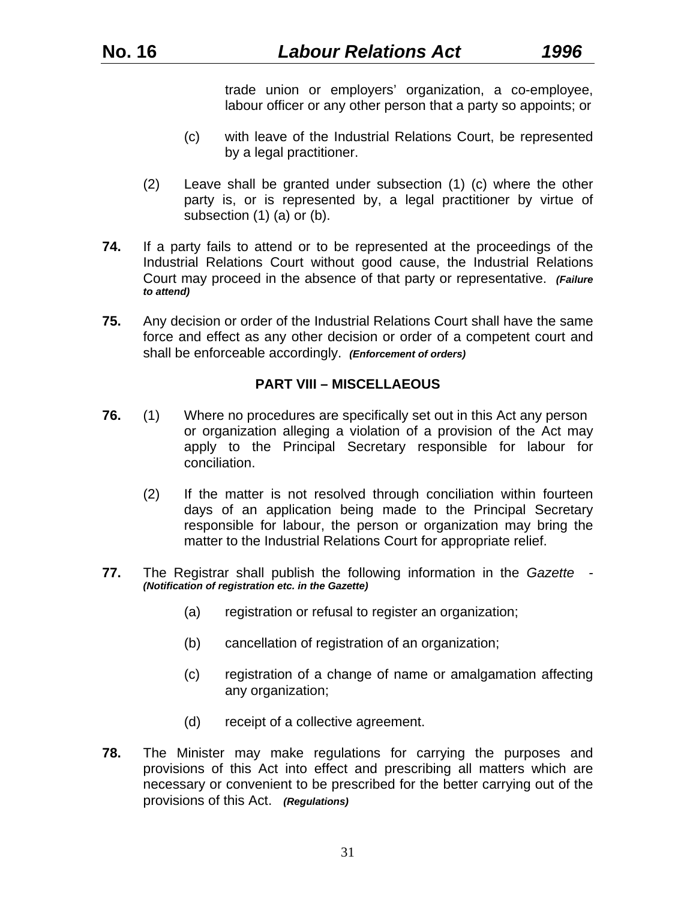trade union or employers' organization, a co-employee, labour officer or any other person that a party so appoints; or

(c) with leave of the Industrial Relations Court, be represented by a legal practitioner.

(2) Leave shall be granted under subsection (1) (c) where the other party is, or is represented by, a legal practitioner by virtue of subsection (1) (a) or (b).

**74.** If a party fails to attend or to be represented at the proceedings of the Industrial Relations Court without good cause, the Industrial Relations Court may proceed in the absence of that party or representative. ***(Failure to attend)***

**75.** Any decision or order of the Industrial Relations Court shall have the same force and effect as any other decision or order of a competent court and shall be enforceable accordingly. ***(Enforcement of orders)***

## PART VIII – MISCELLAEOUS

**76.** (1) Where no procedures are specifically set out in this Act any person or organization alleging a violation of a provision of the Act may apply to the Principal Secretary responsible for labour for conciliation.

(2) If the matter is not resolved through conciliation within fourteen days of an application being made to the Principal Secretary responsible for labour, the person or organization may bring the matter to the Industrial Relations Court for appropriate relief.

**77.** The Registrar shall publish the following information in the *Gazette* - ***(Notification of registration etc. in the Gazette)***

(a) registration or refusal to register an organization;

(b) cancellation of registration of an organization;

(c) registration of a change of name or amalgamation affecting any organization;

(d) receipt of a collective agreement.

**78.** The Minister may make regulations for carrying the purposes and provisions of this Act into effect and prescribing all matters which are necessary or convenient to be prescribed for the better carrying out of the provisions of this Act. ***(Regulations)***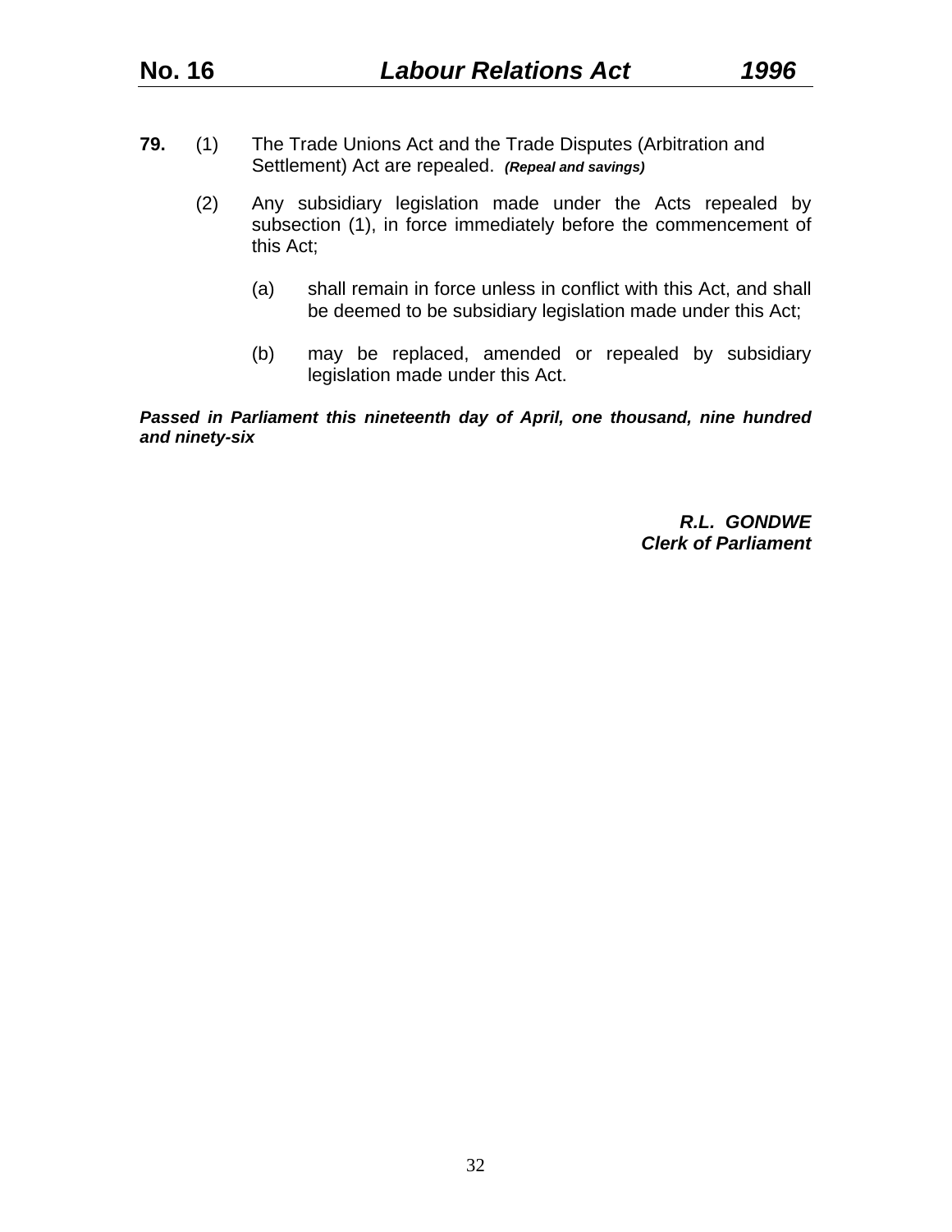**79.** (1) The Trade Unions Act and the Trade Disputes (Arbitration and Settlement) Act are repealed. ***(Repeal and savings)***

(2) Any subsidiary legislation made under the Acts repealed by subsection (1), in force immediately before the commencement of this Act;

(a) shall remain in force unless in conflict with this Act, and shall be deemed to be subsidiary legislation made under this Act;

(b) may be replaced, amended or repealed by subsidiary legislation made under this Act.

***Passed in Parliament this nineteenth day of April, one thousand, nine hundred and ninety-six***

***R.L. GONDWE***
***Clerk of Parliament***